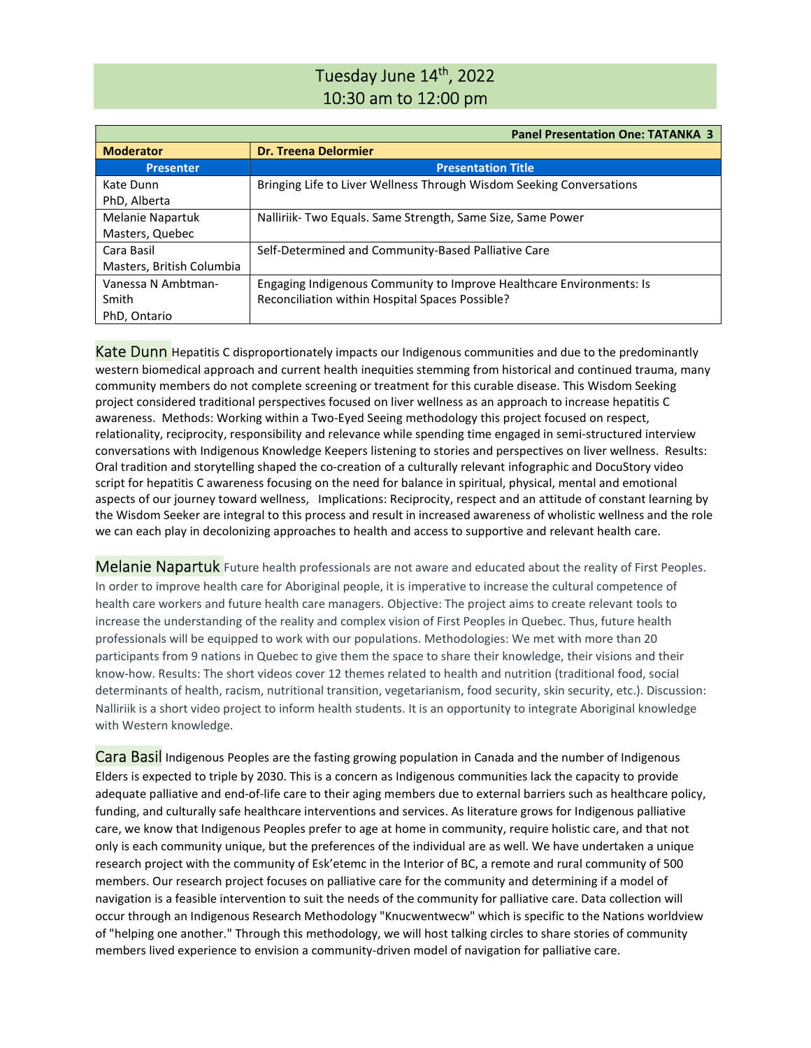# Tuesday June 14th, 2022
# 10:30 am to 12:00 pm

| | Panel Presentation One: TATANKA 3 |
|---|---|
| **Moderator** | **Dr. Treena Delormier** |
| **Presenter** | **Presentation Title** |
| Kate Dunn<br>PhD, Alberta | Bringing Life to Liver Wellness Through Wisdom Seeking Conversations |
| Melanie Napartuk<br>Masters, Quebec | Nalliriik- Two Equals. Same Strength, Same Size, Same Power |
| Cara Basil<br>Masters, British Columbia | Self-Determined and Community-Based Palliative Care |
| Vanessa N Ambtman-Smith<br>PhD, Ontario | Engaging Indigenous Community to Improve Healthcare Environments: Is Reconciliation within Hospital Spaces Possible? |

**Kate Dunn** Hepatitis C disproportionately impacts our Indigenous communities and due to the predominantly western biomedical approach and current health inequities stemming from historical and continued trauma, many community members do not complete screening or treatment for this curable disease. This Wisdom Seeking project considered traditional perspectives focused on liver wellness as an approach to increase hepatitis C awareness. Methods: Working within a Two-Eyed Seeing methodology this project focused on respect, relationality, reciprocity, responsibility and relevance while spending time engaged in semi-structured interview conversations with Indigenous Knowledge Keepers listening to stories and perspectives on liver wellness. Results: Oral tradition and storytelling shaped the co-creation of a culturally relevant infographic and DocuStory video script for hepatitis C awareness focusing on the need for balance in spiritual, physical, mental and emotional aspects of our journey toward wellness, Implications: Reciprocity, respect and an attitude of constant learning by the Wisdom Seeker are integral to this process and result in increased awareness of wholistic wellness and the role we can each play in decolonizing approaches to health and access to supportive and relevant health care.

**Melanie Napartuk** Future health professionals are not aware and educated about the reality of First Peoples. In order to improve health care for Aboriginal people, it is imperative to increase the cultural competence of health care workers and future health care managers. Objective: The project aims to create relevant tools to increase the understanding of the reality and complex vision of First Peoples in Quebec. Thus, future health professionals will be equipped to work with our populations. Methodologies: We met with more than 20 participants from 9 nations in Quebec to give them the space to share their knowledge, their visions and their know-how. Results: The short videos cover 12 themes related to health and nutrition (traditional food, social determinants of health, racism, nutritional transition, vegetarianism, food security, skin security, etc.). Discussion: Nalliriik is a short video project to inform health students. It is an opportunity to integrate Aboriginal knowledge with Western knowledge.

**Cara Basil** Indigenous Peoples are the fasting growing population in Canada and the number of Indigenous Elders is expected to triple by 2030. This is a concern as Indigenous communities lack the capacity to provide adequate palliative and end-of-life care to their aging members due to external barriers such as healthcare policy, funding, and culturally safe healthcare interventions and services. As literature grows for Indigenous palliative care, we know that Indigenous Peoples prefer to age at home in community, require holistic care, and that not only is each community unique, but the preferences of the individual are as well. We have undertaken a unique research project with the community of Esk'etemc in the Interior of BC, a remote and rural community of 500 members. Our research project focuses on palliative care for the community and determining if a model of navigation is a feasible intervention to suit the needs of the community for palliative care. Data collection will occur through an Indigenous Research Methodology "Knucwentwecw" which is specific to the Nations worldview of "helping one another." Through this methodology, we will host talking circles to share stories of community members lived experience to envision a community-driven model of navigation for palliative care.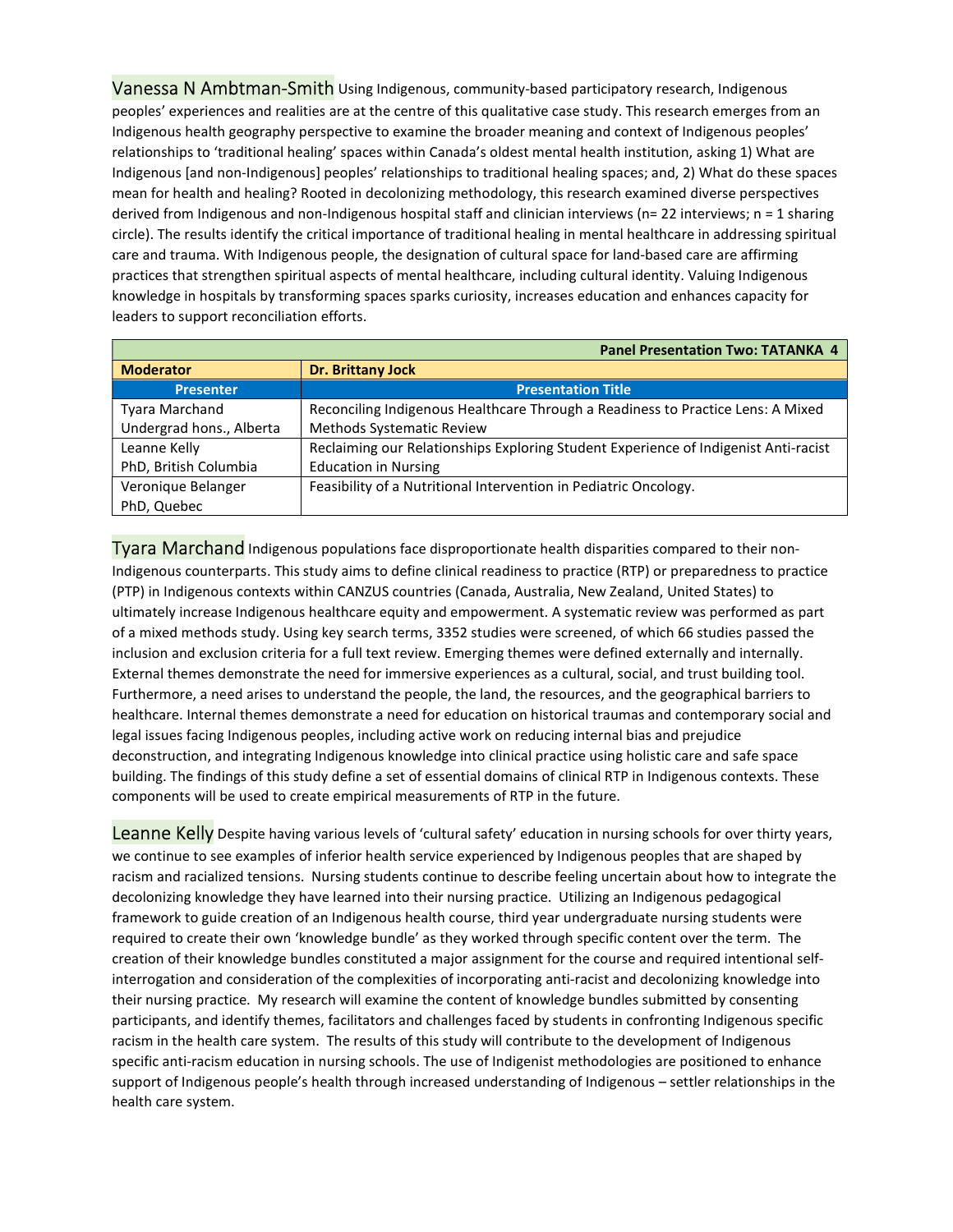**Vanessa N Ambtman-Smith** Using Indigenous, community-based participatory research, Indigenous peoples' experiences and realities are at the centre of this qualitative case study. This research emerges from an Indigenous health geography perspective to examine the broader meaning and context of Indigenous peoples' relationships to 'traditional healing' spaces within Canada's oldest mental health institution, asking 1) What are Indigenous [and non-Indigenous] peoples' relationships to traditional healing spaces; and, 2) What do these spaces mean for health and healing? Rooted in decolonizing methodology, this research examined diverse perspectives derived from Indigenous and non-Indigenous hospital staff and clinician interviews (n= 22 interviews; n = 1 sharing circle). The results identify the critical importance of traditional healing in mental healthcare in addressing spiritual care and trauma. With Indigenous people, the designation of cultural space for land-based care are affirming practices that strengthen spiritual aspects of mental healthcare, including cultural identity. Valuing Indigenous knowledge in hospitals by transforming spaces sparks curiosity, increases education and enhances capacity for leaders to support reconciliation efforts.

| | **Panel Presentation Two: TATANKA 4** |
|---|---|
| **Moderator** | **Dr. Brittany Jock** |
| **Presenter** | **Presentation Title** |
| Tyara Marchand<br>Undergrad hons., Alberta | Reconciling Indigenous Healthcare Through a Readiness to Practice Lens: A Mixed Methods Systematic Review |
| Leanne Kelly<br>PhD, British Columbia | Reclaiming our Relationships Exploring Student Experience of Indigenist Anti-racist Education in Nursing |
| Veronique Belanger<br>PhD, Quebec | Feasibility of a Nutritional Intervention in Pediatric Oncology. |

**Tyara Marchand** Indigenous populations face disproportionate health disparities compared to their non-Indigenous counterparts. This study aims to define clinical readiness to practice (RTP) or preparedness to practice (PTP) in Indigenous contexts within CANZUS countries (Canada, Australia, New Zealand, United States) to ultimately increase Indigenous healthcare equity and empowerment. A systematic review was performed as part of a mixed methods study. Using key search terms, 3352 studies were screened, of which 66 studies passed the inclusion and exclusion criteria for a full text review. Emerging themes were defined externally and internally. External themes demonstrate the need for immersive experiences as a cultural, social, and trust building tool. Furthermore, a need arises to understand the people, the land, the resources, and the geographical barriers to healthcare. Internal themes demonstrate a need for education on historical traumas and contemporary social and legal issues facing Indigenous peoples, including active work on reducing internal bias and prejudice deconstruction, and integrating Indigenous knowledge into clinical practice using holistic care and safe space building. The findings of this study define a set of essential domains of clinical RTP in Indigenous contexts. These components will be used to create empirical measurements of RTP in the future.

**Leanne Kelly** Despite having various levels of 'cultural safety' education in nursing schools for over thirty years, we continue to see examples of inferior health service experienced by Indigenous peoples that are shaped by racism and racialized tensions. Nursing students continue to describe feeling uncertain about how to integrate the decolonizing knowledge they have learned into their nursing practice. Utilizing an Indigenous pedagogical framework to guide creation of an Indigenous health course, third year undergraduate nursing students were required to create their own 'knowledge bundle' as they worked through specific content over the term. The creation of their knowledge bundles constituted a major assignment for the course and required intentional self-interrogation and consideration of the complexities of incorporating anti-racist and decolonizing knowledge into their nursing practice. My research will examine the content of knowledge bundles submitted by consenting participants, and identify themes, facilitators and challenges faced by students in confronting Indigenous specific racism in the health care system. The results of this study will contribute to the development of Indigenous specific anti-racism education in nursing schools. The use of Indigenist methodologies are positioned to enhance support of Indigenous people's health through increased understanding of Indigenous – settler relationships in the health care system.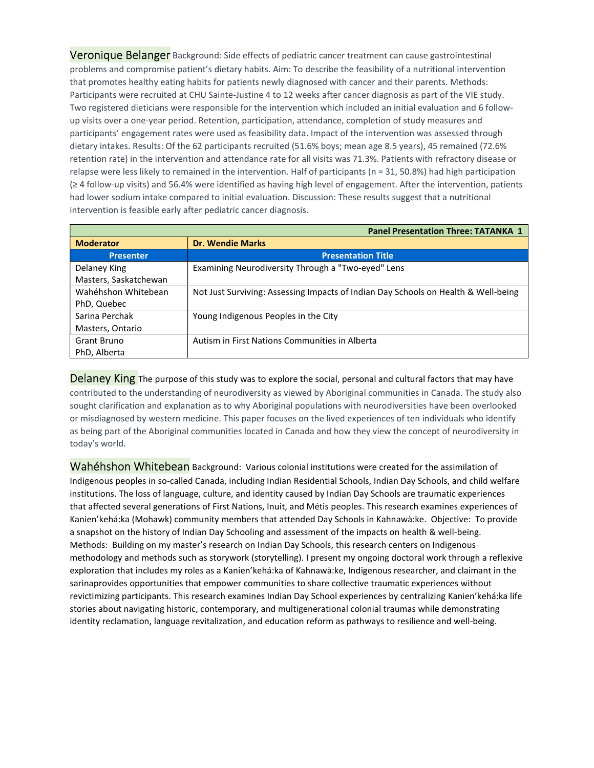**Veronique Belanger** Background: Side effects of pediatric cancer treatment can cause gastrointestinal problems and compromise patient's dietary habits. Aim: To describe the feasibility of a nutritional intervention that promotes healthy eating habits for patients newly diagnosed with cancer and their parents. Methods: Participants were recruited at CHU Sainte-Justine 4 to 12 weeks after cancer diagnosis as part of the VIE study. Two registered dieticians were responsible for the intervention which included an initial evaluation and 6 follow-up visits over a one-year period. Retention, participation, attendance, completion of study measures and participants' engagement rates were used as feasibility data. Impact of the intervention was assessed through dietary intakes. Results: Of the 62 participants recruited (51.6% boys; mean age 8.5 years), 45 remained (72.6% retention rate) in the intervention and attendance rate for all visits was 71.3%. Patients with refractory disease or relapse were less likely to remained in the intervention. Half of participants (n = 31, 50.8%) had high participation (≥ 4 follow-up visits) and 56.4% were identified as having high level of engagement. After the intervention, patients had lower sodium intake compared to initial evaluation. Discussion: These results suggest that a nutritional intervention is feasible early after pediatric cancer diagnosis.

| Panel Presentation Three: TATANKA 1 | |
|---|---|
| **Moderator** | **Dr. Wendie Marks** |
| **Presenter** | **Presentation Title** |
| Delaney King<br>Masters, Saskatchewan | Examining Neurodiversity Through a "Two-eyed" Lens |
| Wahéhshon Whitebean<br>PhD, Quebec | Not Just Surviving: Assessing Impacts of Indian Day Schools on Health & Well-being |
| Sarina Perchak<br>Masters, Ontario | Young Indigenous Peoples in the City |
| Grant Bruno<br>PhD, Alberta | Autism in First Nations Communities in Alberta |

**Delaney King** The purpose of this study was to explore the social, personal and cultural factors that may have contributed to the understanding of neurodiversity as viewed by Aboriginal communities in Canada. The study also sought clarification and explanation as to why Aboriginal populations with neurodiversities have been overlooked or misdiagnosed by western medicine. This paper focuses on the lived experiences of ten individuals who identify as being part of the Aboriginal communities located in Canada and how they view the concept of neurodiversity in today's world.

**Wahéhshon Whitebean** Background: Various colonial institutions were created for the assimilation of Indigenous peoples in so-called Canada, including Indian Residential Schools, Indian Day Schools, and child welfare institutions. The loss of language, culture, and identity caused by Indian Day Schools are traumatic experiences that affected several generations of First Nations, Inuit, and Métis peoples. This research examines experiences of Kanien'kehá:ka (Mohawk) community members that attended Day Schools in Kahnawà:ke. Objective: To provide a snapshot on the history of Indian Day Schooling and assessment of the impacts on health & well-being. Methods: Building on my master's research on Indian Day Schools, this research centers on Indigenous methodology and methods such as storywork (storytelling). I present my ongoing doctoral work through a reflexive exploration that includes my roles as a Kanien'kehá:ka of Kahnawà:ke, Indigenous researcher, and claimant in the sarinaprovides opportunities that empower communities to share collective traumatic experiences without revictimizing participants. This research examines Indian Day School experiences by centralizing Kanien'kehá:ka life stories about navigating historic, contemporary, and multigenerational colonial traumas while demonstrating identity reclamation, language revitalization, and education reform as pathways to resilience and well-being.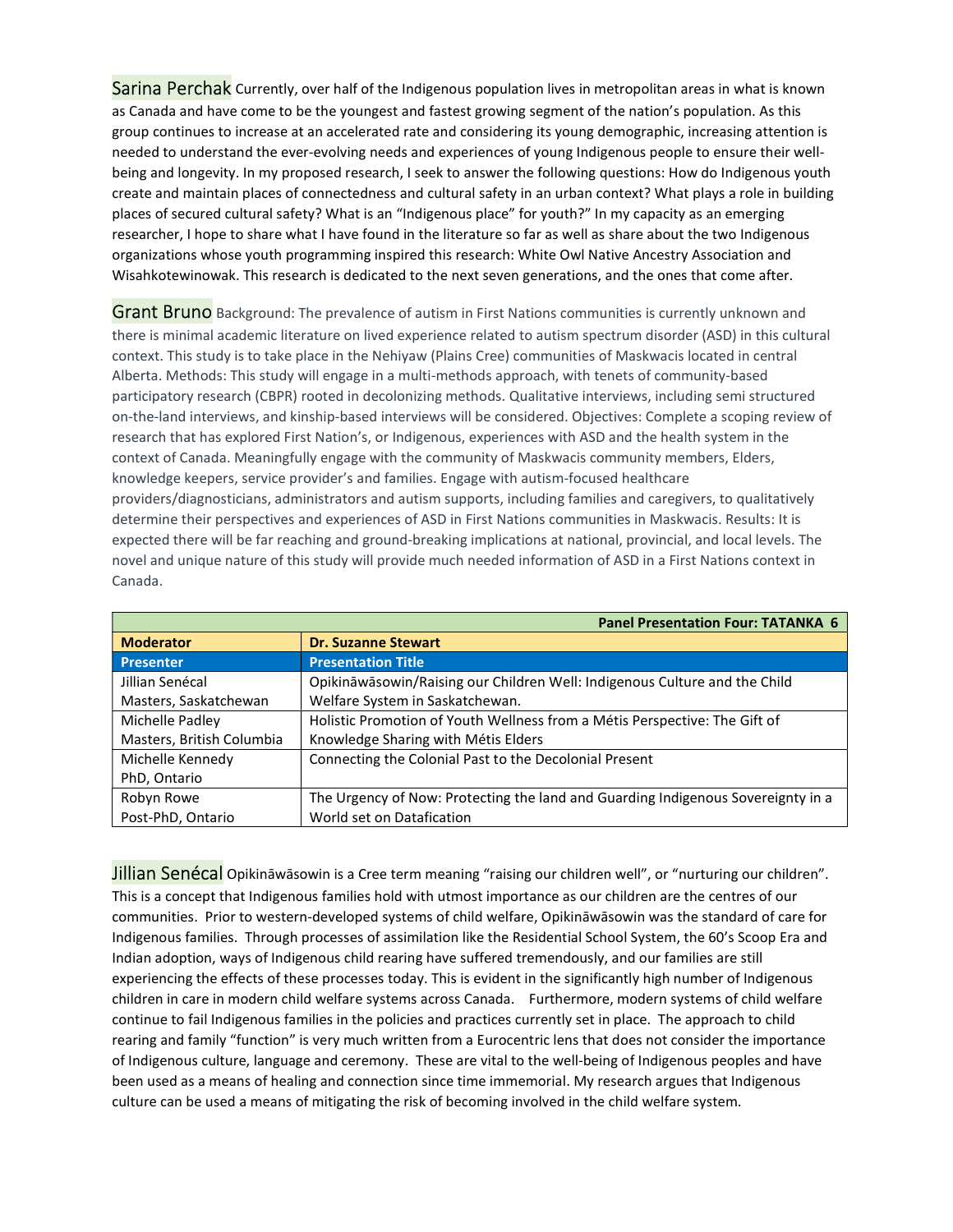**Sarina Perchak** Currently, over half of the Indigenous population lives in metropolitan areas in what is known as Canada and have come to be the youngest and fastest growing segment of the nation's population. As this group continues to increase at an accelerated rate and considering its young demographic, increasing attention is needed to understand the ever-evolving needs and experiences of young Indigenous people to ensure their well-being and longevity. In my proposed research, I seek to answer the following questions: How do Indigenous youth create and maintain places of connectedness and cultural safety in an urban context? What plays a role in building places of secured cultural safety? What is an "Indigenous place" for youth?" In my capacity as an emerging researcher, I hope to share what I have found in the literature so far as well as share about the two Indigenous organizations whose youth programming inspired this research: White Owl Native Ancestry Association and Wisahkotewinowak. This research is dedicated to the next seven generations, and the ones that come after.

**Grant Bruno** Background: The prevalence of autism in First Nations communities is currently unknown and there is minimal academic literature on lived experience related to autism spectrum disorder (ASD) in this cultural context. This study is to take place in the Nehiyaw (Plains Cree) communities of Maskwacis located in central Alberta. Methods: This study will engage in a multi-methods approach, with tenets of community-based participatory research (CBPR) rooted in decolonizing methods. Qualitative interviews, including semi structured on-the-land interviews, and kinship-based interviews will be considered. Objectives: Complete a scoping review of research that has explored First Nation's, or Indigenous, experiences with ASD and the health system in the context of Canada. Meaningfully engage with the community of Maskwacis community members, Elders, knowledge keepers, service provider's and families. Engage with autism-focused healthcare providers/diagnosticians, administrators and autism supports, including families and caregivers, to qualitatively determine their perspectives and experiences of ASD in First Nations communities in Maskwacis. Results: It is expected there will be far reaching and ground-breaking implications at national, provincial, and local levels. The novel and unique nature of this study will provide much needed information of ASD in a First Nations context in Canada.

| | **Panel Presentation Four: TATANKA 6** |
|---|---|
| **Moderator** | **Dr. Suzanne Stewart** |
| **Presenter** | **Presentation Title** |
| Jillian Senécal<br>Masters, Saskatchewan | Opikināwāsowin/Raising our Children Well: Indigenous Culture and the Child Welfare System in Saskatchewan. |
| Michelle Padley<br>Masters, British Columbia | Holistic Promotion of Youth Wellness from a Métis Perspective: The Gift of Knowledge Sharing with Métis Elders |
| Michelle Kennedy<br>PhD, Ontario | Connecting the Colonial Past to the Decolonial Present |
| Robyn Rowe<br>Post-PhD, Ontario | The Urgency of Now: Protecting the land and Guarding Indigenous Sovereignty in a World set on Datafication |

**Jillian Senécal** Opikināwāsowin is a Cree term meaning "raising our children well", or "nurturing our children". This is a concept that Indigenous families hold with utmost importance as our children are the centres of our communities. Prior to western-developed systems of child welfare, Opikināwāsowin was the standard of care for Indigenous families. Through processes of assimilation like the Residential School System, the 60's Scoop Era and Indian adoption, ways of Indigenous child rearing have suffered tremendously, and our families are still experiencing the effects of these processes today. This is evident in the significantly high number of Indigenous children in care in modern child welfare systems across Canada. Furthermore, modern systems of child welfare continue to fail Indigenous families in the policies and practices currently set in place. The approach to child rearing and family "function" is very much written from a Eurocentric lens that does not consider the importance of Indigenous culture, language and ceremony. These are vital to the well-being of Indigenous peoples and have been used as a means of healing and connection since time immemorial. My research argues that Indigenous culture can be used a means of mitigating the risk of becoming involved in the child welfare system.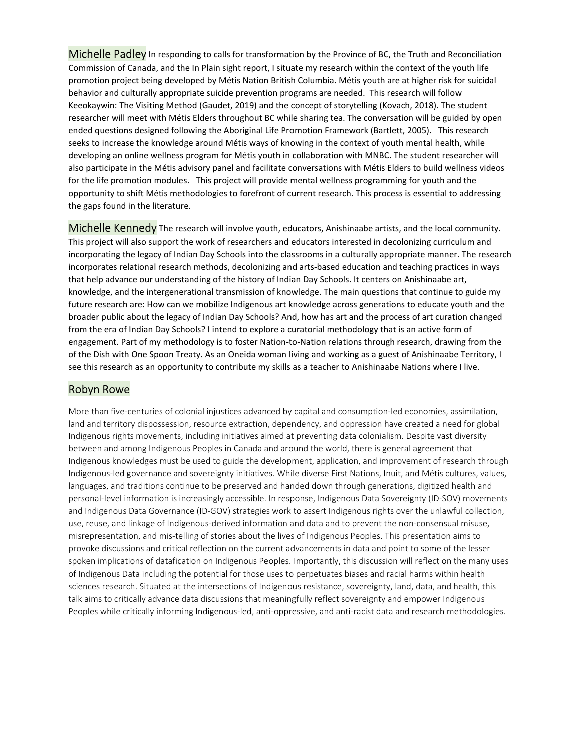**Michelle Padley** In responding to calls for transformation by the Province of BC, the Truth and Reconciliation Commission of Canada, and the In Plain sight report, I situate my research within the context of the youth life promotion project being developed by Métis Nation British Columbia. Métis youth are at higher risk for suicidal behavior and culturally appropriate suicide prevention programs are needed. This research will follow Keeokaywin: The Visiting Method (Gaudet, 2019) and the concept of storytelling (Kovach, 2018). The student researcher will meet with Métis Elders throughout BC while sharing tea. The conversation will be guided by open ended questions designed following the Aboriginal Life Promotion Framework (Bartlett, 2005). This research seeks to increase the knowledge around Métis ways of knowing in the context of youth mental health, while developing an online wellness program for Métis youth in collaboration with MNBC. The student researcher will also participate in the Métis advisory panel and facilitate conversations with Métis Elders to build wellness videos for the life promotion modules. This project will provide mental wellness programming for youth and the opportunity to shift Métis methodologies to forefront of current research. This process is essential to addressing the gaps found in the literature.

**Michelle Kennedy** The research will involve youth, educators, Anishinaabe artists, and the local community. This project will also support the work of researchers and educators interested in decolonizing curriculum and incorporating the legacy of Indian Day Schools into the classrooms in a culturally appropriate manner. The research incorporates relational research methods, decolonizing and arts-based education and teaching practices in ways that help advance our understanding of the history of Indian Day Schools. It centers on Anishinaabe art, knowledge, and the intergenerational transmission of knowledge. The main questions that continue to guide my future research are: How can we mobilize Indigenous art knowledge across generations to educate youth and the broader public about the legacy of Indian Day Schools? And, how has art and the process of art curation changed from the era of Indian Day Schools? I intend to explore a curatorial methodology that is an active form of engagement. Part of my methodology is to foster Nation-to-Nation relations through research, drawing from the of the Dish with One Spoon Treaty. As an Oneida woman living and working as a guest of Anishinaabe Territory, I see this research as an opportunity to contribute my skills as a teacher to Anishinaabe Nations where I live.

## Robyn Rowe

More than five-centuries of colonial injustices advanced by capital and consumption-led economies, assimilation, land and territory dispossession, resource extraction, dependency, and oppression have created a need for global Indigenous rights movements, including initiatives aimed at preventing data colonialism. Despite vast diversity between and among Indigenous Peoples in Canada and around the world, there is general agreement that Indigenous knowledges must be used to guide the development, application, and improvement of research through Indigenous-led governance and sovereignty initiatives. While diverse First Nations, Inuit, and Métis cultures, values, languages, and traditions continue to be preserved and handed down through generations, digitized health and personal-level information is increasingly accessible. In response, Indigenous Data Sovereignty (ID-SOV) movements and Indigenous Data Governance (ID-GOV) strategies work to assert Indigenous rights over the unlawful collection, use, reuse, and linkage of Indigenous-derived information and data and to prevent the non-consensual misuse, misrepresentation, and mis-telling of stories about the lives of Indigenous Peoples. This presentation aims to provoke discussions and critical reflection on the current advancements in data and point to some of the lesser spoken implications of datafication on Indigenous Peoples. Importantly, this discussion will reflect on the many uses of Indigenous Data including the potential for those uses to perpetuates biases and racial harms within health sciences research. Situated at the intersections of Indigenous resistance, sovereignty, land, data, and health, this talk aims to critically advance data discussions that meaningfully reflect sovereignty and empower Indigenous Peoples while critically informing Indigenous-led, anti-oppressive, and anti-racist data and research methodologies.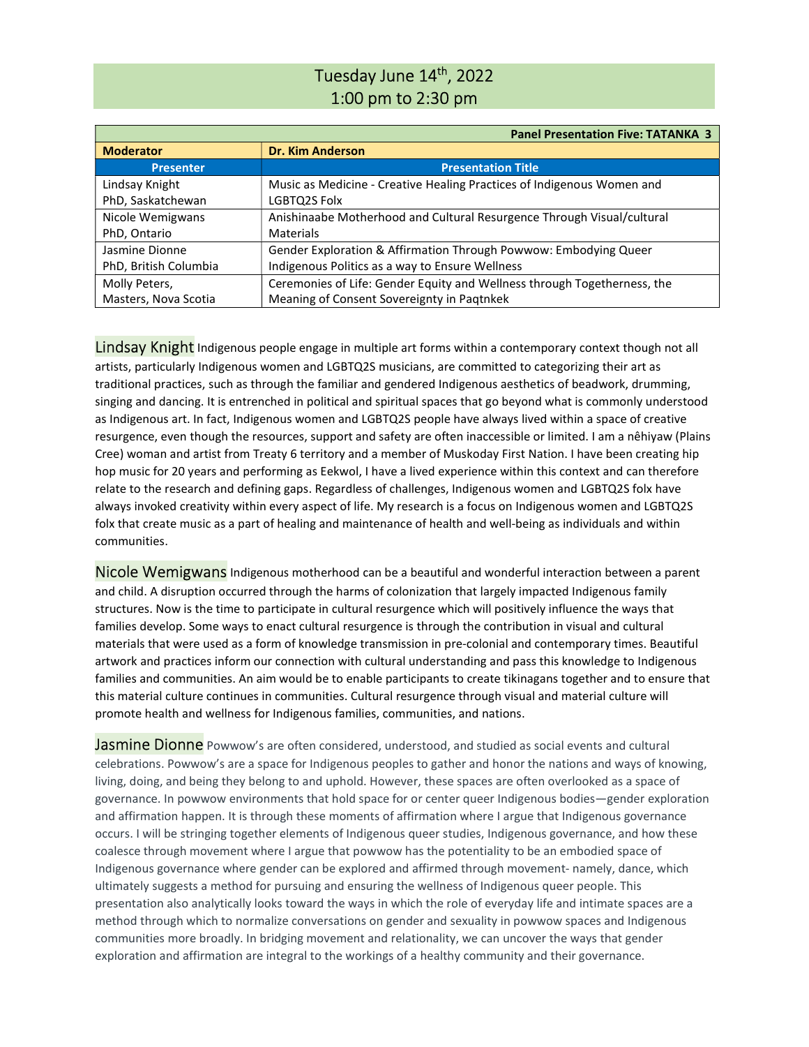# Tuesday June 14th, 2022
# 1:00 pm to 2:30 pm

| Panel Presentation Five: TATANKA 3 | |
|---|---|
| **Moderator** | **Dr. Kim Anderson** |
| **Presenter** | **Presentation Title** |
| Lindsay Knight<br>PhD, Saskatchewan | Music as Medicine - Creative Healing Practices of Indigenous Women and LGBTQ2S Folx |
| Nicole Wemigwans<br>PhD, Ontario | Anishinaabe Motherhood and Cultural Resurgence Through Visual/cultural Materials |
| Jasmine Dionne<br>PhD, British Columbia | Gender Exploration & Affirmation Through Powwow: Embodying Queer Indigenous Politics as a way to Ensure Wellness |
| Molly Peters,<br>Masters, Nova Scotia | Ceremonies of Life: Gender Equity and Wellness through Togetherness, the Meaning of Consent Sovereignty in Paqtnkek |

**Lindsay Knight** Indigenous people engage in multiple art forms within a contemporary context though not all artists, particularly Indigenous women and LGBTQ2S musicians, are committed to categorizing their art as traditional practices, such as through the familiar and gendered Indigenous aesthetics of beadwork, drumming, singing and dancing. It is entrenched in political and spiritual spaces that go beyond what is commonly understood as Indigenous art. In fact, Indigenous women and LGBTQ2S people have always lived within a space of creative resurgence, even though the resources, support and safety are often inaccessible or limited. I am a nêhiyaw (Plains Cree) woman and artist from Treaty 6 territory and a member of Muskoday First Nation. I have been creating hip hop music for 20 years and performing as Eekwol, I have a lived experience within this context and can therefore relate to the research and defining gaps. Regardless of challenges, Indigenous women and LGBTQ2S folx have always invoked creativity within every aspect of life. My research is a focus on Indigenous women and LGBTQ2S folx that create music as a part of healing and maintenance of health and well-being as individuals and within communities.

**Nicole Wemigwans** Indigenous motherhood can be a beautiful and wonderful interaction between a parent and child. A disruption occurred through the harms of colonization that largely impacted Indigenous family structures. Now is the time to participate in cultural resurgence which will positively influence the ways that families develop. Some ways to enact cultural resurgence is through the contribution in visual and cultural materials that were used as a form of knowledge transmission in pre-colonial and contemporary times. Beautiful artwork and practices inform our connection with cultural understanding and pass this knowledge to Indigenous families and communities. An aim would be to enable participants to create tikinagans together and to ensure that this material culture continues in communities. Cultural resurgence through visual and material culture will promote health and wellness for Indigenous families, communities, and nations.

**Jasmine Dionne** Powwow's are often considered, understood, and studied as social events and cultural celebrations. Powwow's are a space for Indigenous peoples to gather and honor the nations and ways of knowing, living, doing, and being they belong to and uphold. However, these spaces are often overlooked as a space of governance. In powwow environments that hold space for or center queer Indigenous bodies—gender exploration and affirmation happen. It is through these moments of affirmation where I argue that Indigenous governance occurs. I will be stringing together elements of Indigenous queer studies, Indigenous governance, and how these coalesce through movement where I argue that powwow has the potentiality to be an embodied space of Indigenous governance where gender can be explored and affirmed through movement- namely, dance, which ultimately suggests a method for pursuing and ensuring the wellness of Indigenous queer people. This presentation also analytically looks toward the ways in which the role of everyday life and intimate spaces are a method through which to normalize conversations on gender and sexuality in powwow spaces and Indigenous communities more broadly. In bridging movement and relationality, we can uncover the ways that gender exploration and affirmation are integral to the workings of a healthy community and their governance.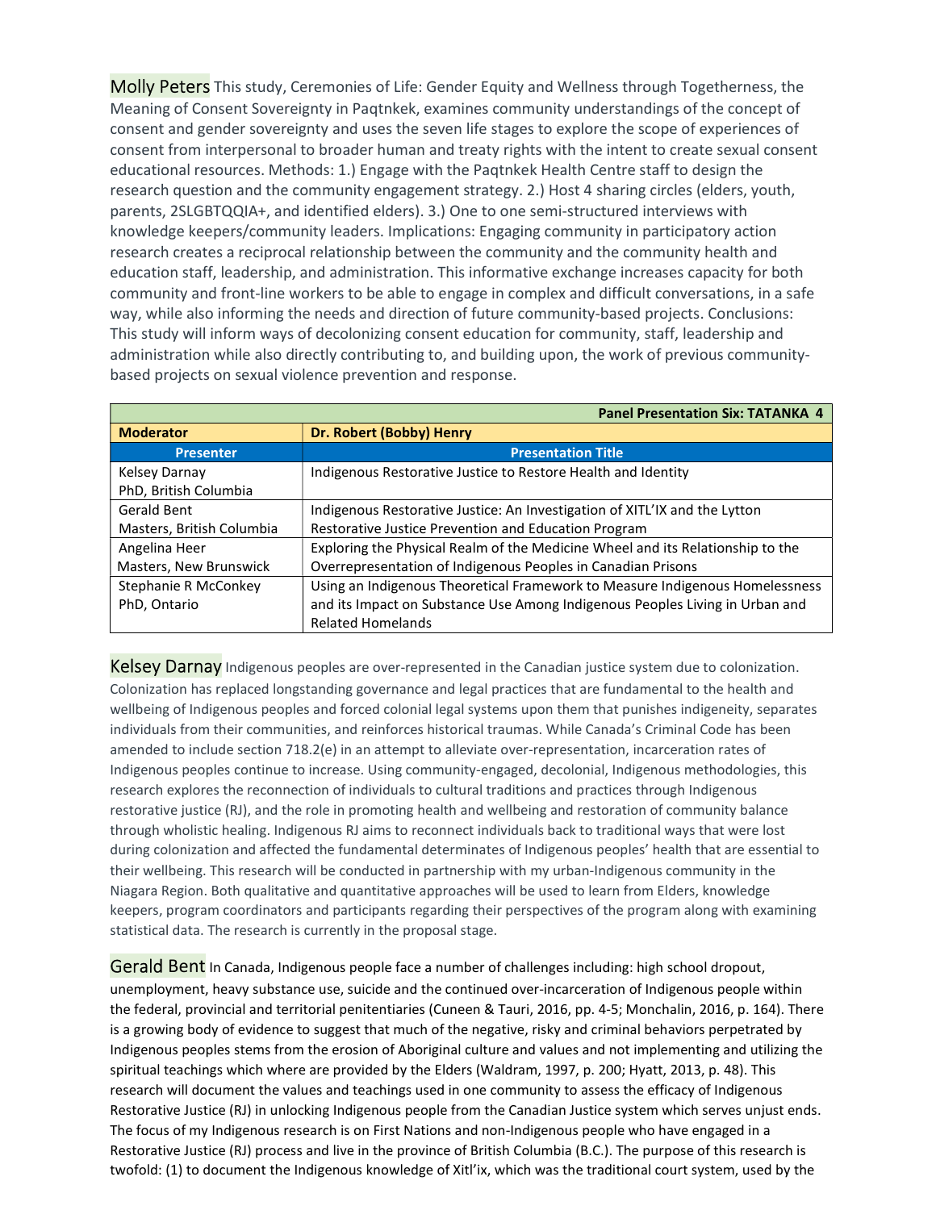**Molly Peters** This study, Ceremonies of Life: Gender Equity and Wellness through Togetherness, the Meaning of Consent Sovereignty in Paqtnkek, examines community understandings of the concept of consent and gender sovereignty and uses the seven life stages to explore the scope of experiences of consent from interpersonal to broader human and treaty rights with the intent to create sexual consent educational resources. Methods: 1.) Engage with the Paqtnkek Health Centre staff to design the research question and the community engagement strategy. 2.) Host 4 sharing circles (elders, youth, parents, 2SLGBTQQIA+, and identified elders). 3.) One to one semi-structured interviews with knowledge keepers/community leaders. Implications: Engaging community in participatory action research creates a reciprocal relationship between the community and the community health and education staff, leadership, and administration. This informative exchange increases capacity for both community and front-line workers to be able to engage in complex and difficult conversations, in a safe way, while also informing the needs and direction of future community-based projects. Conclusions: This study will inform ways of decolonizing consent education for community, staff, leadership and administration while also directly contributing to, and building upon, the work of previous community-based projects on sexual violence prevention and response.

| | **Panel Presentation Six: TATANKA 4** |
|---|---|
| **Moderator** | **Dr. Robert (Bobby) Henry** |
| **Presenter** | **Presentation Title** |
| Kelsey Darnay<br>PhD, British Columbia | Indigenous Restorative Justice to Restore Health and Identity |
| Gerald Bent<br>Masters, British Columbia | Indigenous Restorative Justice: An Investigation of XITL'IX and the Lytton Restorative Justice Prevention and Education Program |
| Angelina Heer<br>Masters, New Brunswick | Exploring the Physical Realm of the Medicine Wheel and its Relationship to the Overrepresentation of Indigenous Peoples in Canadian Prisons |
| Stephanie R McConkey<br>PhD, Ontario | Using an Indigenous Theoretical Framework to Measure Indigenous Homelessness and its Impact on Substance Use Among Indigenous Peoples Living in Urban and Related Homelands |

**Kelsey Darnay** Indigenous peoples are over-represented in the Canadian justice system due to colonization. Colonization has replaced longstanding governance and legal practices that are fundamental to the health and wellbeing of Indigenous peoples and forced colonial legal systems upon them that punishes indigeneity, separates individuals from their communities, and reinforces historical traumas. While Canada's Criminal Code has been amended to include section 718.2(e) in an attempt to alleviate over-representation, incarceration rates of Indigenous peoples continue to increase. Using community-engaged, decolonial, Indigenous methodologies, this research explores the reconnection of individuals to cultural traditions and practices through Indigenous restorative justice (RJ), and the role in promoting health and wellbeing and restoration of community balance through wholistic healing. Indigenous RJ aims to reconnect individuals back to traditional ways that were lost during colonization and affected the fundamental determinates of Indigenous peoples' health that are essential to their wellbeing. This research will be conducted in partnership with my urban-Indigenous community in the Niagara Region. Both qualitative and quantitative approaches will be used to learn from Elders, knowledge keepers, program coordinators and participants regarding their perspectives of the program along with examining statistical data. The research is currently in the proposal stage.

**Gerald Bent** In Canada, Indigenous people face a number of challenges including: high school dropout, unemployment, heavy substance use, suicide and the continued over-incarceration of Indigenous people within the federal, provincial and territorial penitentiaries (Cuneen & Tauri, 2016, pp. 4-5; Monchalin, 2016, p. 164). There is a growing body of evidence to suggest that much of the negative, risky and criminal behaviors perpetrated by Indigenous peoples stems from the erosion of Aboriginal culture and values and not implementing and utilizing the spiritual teachings which where are provided by the Elders (Waldram, 1997, p. 200; Hyatt, 2013, p. 48). This research will document the values and teachings used in one community to assess the efficacy of Indigenous Restorative Justice (RJ) in unlocking Indigenous people from the Canadian Justice system which serves unjust ends. The focus of my Indigenous research is on First Nations and non-Indigenous people who have engaged in a Restorative Justice (RJ) process and live in the province of British Columbia (B.C.). The purpose of this research is twofold: (1) to document the Indigenous knowledge of Xitl'ix, which was the traditional court system, used by the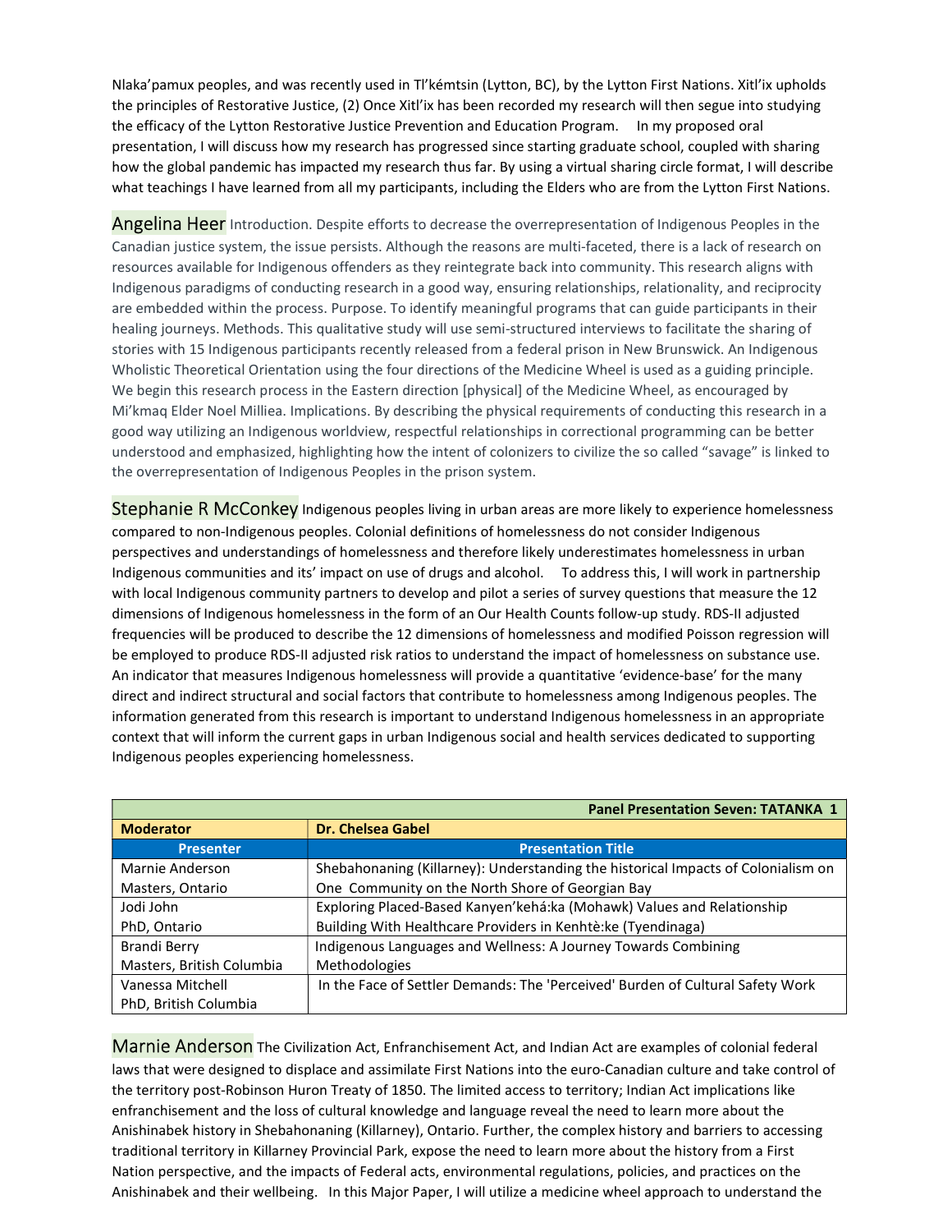Nlaka'pamux peoples, and was recently used in Tl'kémtsin (Lytton, BC), by the Lytton First Nations. Xitl'ix upholds the principles of Restorative Justice, (2) Once Xitl'ix has been recorded my research will then segue into studying the efficacy of the Lytton Restorative Justice Prevention and Education Program. In my proposed oral presentation, I will discuss how my research has progressed since starting graduate school, coupled with sharing how the global pandemic has impacted my research thus far. By using a virtual sharing circle format, I will describe what teachings I have learned from all my participants, including the Elders who are from the Lytton First Nations.

**Angelina Heer** Introduction. Despite efforts to decrease the overrepresentation of Indigenous Peoples in the Canadian justice system, the issue persists. Although the reasons are multi-faceted, there is a lack of research on resources available for Indigenous offenders as they reintegrate back into community. This research aligns with Indigenous paradigms of conducting research in a good way, ensuring relationships, relationality, and reciprocity are embedded within the process. Purpose. To identify meaningful programs that can guide participants in their healing journeys. Methods. This qualitative study will use semi-structured interviews to facilitate the sharing of stories with 15 Indigenous participants recently released from a federal prison in New Brunswick. An Indigenous Wholistic Theoretical Orientation using the four directions of the Medicine Wheel is used as a guiding principle. We begin this research process in the Eastern direction [physical] of the Medicine Wheel, as encouraged by Mi'kmaq Elder Noel Milliea. Implications. By describing the physical requirements of conducting this research in a good way utilizing an Indigenous worldview, respectful relationships in correctional programming can be better understood and emphasized, highlighting how the intent of colonizers to civilize the so called "savage" is linked to the overrepresentation of Indigenous Peoples in the prison system.

**Stephanie R McConkey** Indigenous peoples living in urban areas are more likely to experience homelessness compared to non-Indigenous peoples. Colonial definitions of homelessness do not consider Indigenous perspectives and understandings of homelessness and therefore likely underestimates homelessness in urban Indigenous communities and its' impact on use of drugs and alcohol. To address this, I will work in partnership with local Indigenous community partners to develop and pilot a series of survey questions that measure the 12 dimensions of Indigenous homelessness in the form of an Our Health Counts follow-up study. RDS-II adjusted frequencies will be produced to describe the 12 dimensions of homelessness and modified Poisson regression will be employed to produce RDS-II adjusted risk ratios to understand the impact of homelessness on substance use. An indicator that measures Indigenous homelessness will provide a quantitative 'evidence-base' for the many direct and indirect structural and social factors that contribute to homelessness among Indigenous peoples. The information generated from this research is important to understand Indigenous homelessness in an appropriate context that will inform the current gaps in urban Indigenous social and health services dedicated to supporting Indigenous peoples experiencing homelessness.

| | **Panel Presentation Seven: TATANKA 1** |
|---|---|
| **Moderator** | **Dr. Chelsea Gabel** |
| **Presenter** | **Presentation Title** |
| Marnie Anderson<br>Masters, Ontario | Shebahonaning (Killarney): Understanding the historical Impacts of Colonialism on One Community on the North Shore of Georgian Bay |
| Jodi John<br>PhD, Ontario | Exploring Placed-Based Kanyen'kehá:ka (Mohawk) Values and Relationship Building With Healthcare Providers in Kenhtè:ke (Tyendinaga) |
| Brandi Berry<br>Masters, British Columbia | Indigenous Languages and Wellness: A Journey Towards Combining Methodologies |
| Vanessa Mitchell<br>PhD, British Columbia | In the Face of Settler Demands: The 'Perceived' Burden of Cultural Safety Work |

**Marnie Anderson** The Civilization Act, Enfranchisement Act, and Indian Act are examples of colonial federal laws that were designed to displace and assimilate First Nations into the euro-Canadian culture and take control of the territory post-Robinson Huron Treaty of 1850. The limited access to territory; Indian Act implications like enfranchisement and the loss of cultural knowledge and language reveal the need to learn more about the Anishinabek history in Shebahonaning (Killarney), Ontario. Further, the complex history and barriers to accessing traditional territory in Killarney Provincial Park, expose the need to learn more about the history from a First Nation perspective, and the impacts of Federal acts, environmental regulations, policies, and practices on the Anishinabek and their wellbeing. In this Major Paper, I will utilize a medicine wheel approach to understand the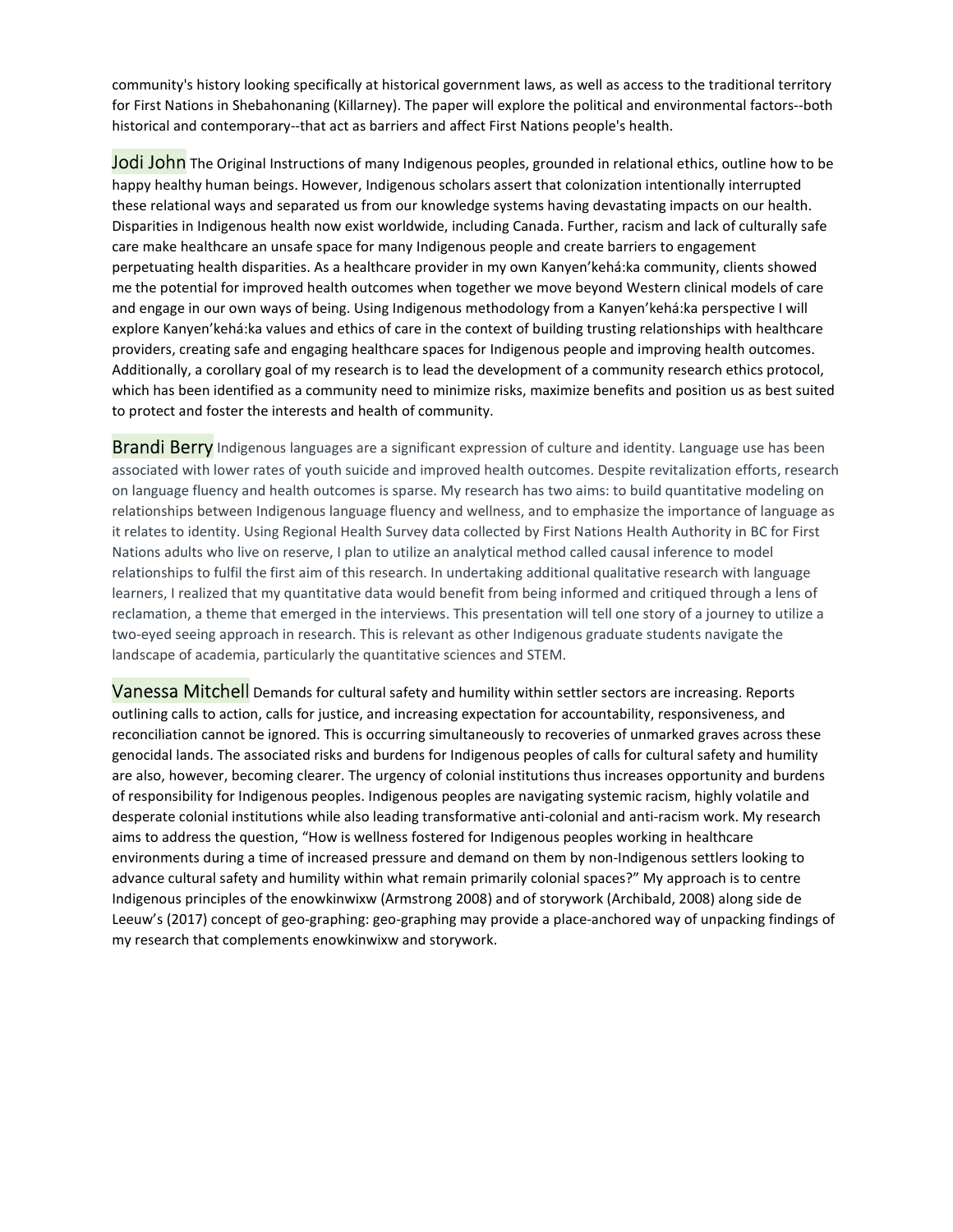community's history looking specifically at historical government laws, as well as access to the traditional territory for First Nations in Shebahonaning (Killarney). The paper will explore the political and environmental factors--both historical and contemporary--that act as barriers and affect First Nations people's health.

**Jodi John** The Original Instructions of many Indigenous peoples, grounded in relational ethics, outline how to be happy healthy human beings. However, Indigenous scholars assert that colonization intentionally interrupted these relational ways and separated us from our knowledge systems having devastating impacts on our health. Disparities in Indigenous health now exist worldwide, including Canada. Further, racism and lack of culturally safe care make healthcare an unsafe space for many Indigenous people and create barriers to engagement perpetuating health disparities. As a healthcare provider in my own Kanyen'kehá:ka community, clients showed me the potential for improved health outcomes when together we move beyond Western clinical models of care and engage in our own ways of being. Using Indigenous methodology from a Kanyen'kehá:ka perspective I will explore Kanyen'kehá:ka values and ethics of care in the context of building trusting relationships with healthcare providers, creating safe and engaging healthcare spaces for Indigenous people and improving health outcomes. Additionally, a corollary goal of my research is to lead the development of a community research ethics protocol, which has been identified as a community need to minimize risks, maximize benefits and position us as best suited to protect and foster the interests and health of community.

**Brandi Berry** Indigenous languages are a significant expression of culture and identity. Language use has been associated with lower rates of youth suicide and improved health outcomes. Despite revitalization efforts, research on language fluency and health outcomes is sparse. My research has two aims: to build quantitative modeling on relationships between Indigenous language fluency and wellness, and to emphasize the importance of language as it relates to identity. Using Regional Health Survey data collected by First Nations Health Authority in BC for First Nations adults who live on reserve, I plan to utilize an analytical method called causal inference to model relationships to fulfil the first aim of this research. In undertaking additional qualitative research with language learners, I realized that my quantitative data would benefit from being informed and critiqued through a lens of reclamation, a theme that emerged in the interviews. This presentation will tell one story of a journey to utilize a two-eyed seeing approach in research. This is relevant as other Indigenous graduate students navigate the landscape of academia, particularly the quantitative sciences and STEM.

**Vanessa Mitchell** Demands for cultural safety and humility within settler sectors are increasing. Reports outlining calls to action, calls for justice, and increasing expectation for accountability, responsiveness, and reconciliation cannot be ignored. This is occurring simultaneously to recoveries of unmarked graves across these genocidal lands. The associated risks and burdens for Indigenous peoples of calls for cultural safety and humility are also, however, becoming clearer. The urgency of colonial institutions thus increases opportunity and burdens of responsibility for Indigenous peoples. Indigenous peoples are navigating systemic racism, highly volatile and desperate colonial institutions while also leading transformative anti-colonial and anti-racism work. My research aims to address the question, "How is wellness fostered for Indigenous peoples working in healthcare environments during a time of increased pressure and demand on them by non-Indigenous settlers looking to advance cultural safety and humility within what remain primarily colonial spaces?" My approach is to centre Indigenous principles of the enowkinwixw (Armstrong 2008) and of storywork (Archibald, 2008) along side de Leeuw's (2017) concept of geo-graphing: geo-graphing may provide a place-anchored way of unpacking findings of my research that complements enowkinwixw and storywork.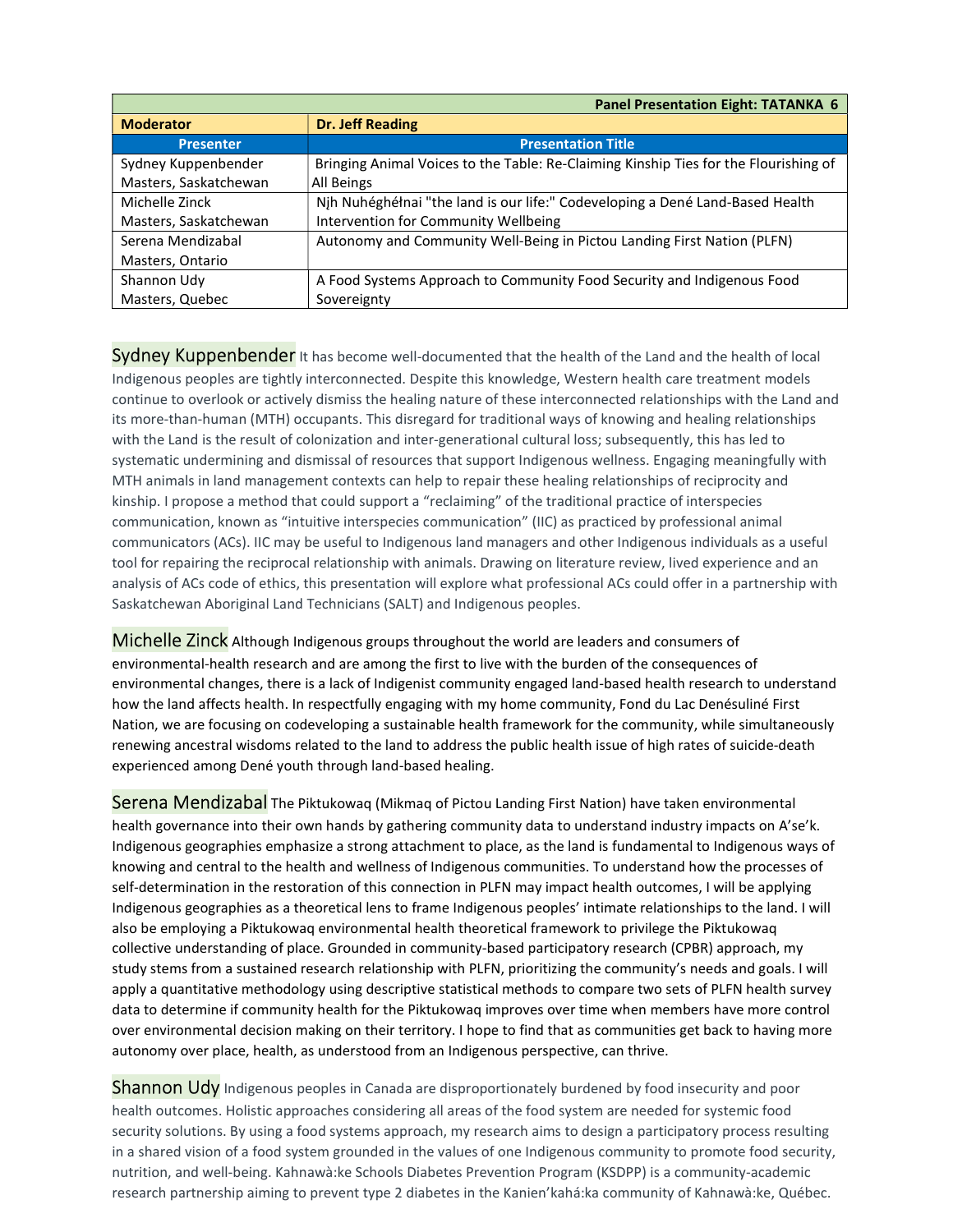| Panel Presentation Eight: TATANKA 6 | |
|---|---|
| **Moderator** | **Dr. Jeff Reading** |
| **Presenter** | **Presentation Title** |
| Sydney Kuppenbender<br>Masters, Saskatchewan | Bringing Animal Voices to the Table: Re-Claiming Kinship Ties for the Flourishing of All Beings |
| Michelle Zinck<br>Masters, Saskatchewan | Njh Nuhéghéłnai "the land is our life:" Codeveloping a Dené Land-Based Health Intervention for Community Wellbeing |
| Serena Mendizabal<br>Masters, Ontario | Autonomy and Community Well-Being in Pictou Landing First Nation (PLFN) |
| Shannon Udy<br>Masters, Quebec | A Food Systems Approach to Community Food Security and Indigenous Food Sovereignty |

**Sydney Kuppenbender** It has become well-documented that the health of the Land and the health of local Indigenous peoples are tightly interconnected. Despite this knowledge, Western health care treatment models continue to overlook or actively dismiss the healing nature of these interconnected relationships with the Land and its more-than-human (MTH) occupants. This disregard for traditional ways of knowing and healing relationships with the Land is the result of colonization and inter-generational cultural loss; subsequently, this has led to systematic undermining and dismissal of resources that support Indigenous wellness. Engaging meaningfully with MTH animals in land management contexts can help to repair these healing relationships of reciprocity and kinship. I propose a method that could support a "reclaiming" of the traditional practice of interspecies communication, known as "intuitive interspecies communication" (IIC) as practiced by professional animal communicators (ACs). IIC may be useful to Indigenous land managers and other Indigenous individuals as a useful tool for repairing the reciprocal relationship with animals. Drawing on literature review, lived experience and an analysis of ACs code of ethics, this presentation will explore what professional ACs could offer in a partnership with Saskatchewan Aboriginal Land Technicians (SALT) and Indigenous peoples.

**Michelle Zinck** Although Indigenous groups throughout the world are leaders and consumers of environmental-health research and are among the first to live with the burden of the consequences of environmental changes, there is a lack of Indigenist community engaged land-based health research to understand how the land affects health. In respectfully engaging with my home community, Fond du Lac Denésuliné First Nation, we are focusing on codeveloping a sustainable health framework for the community, while simultaneously renewing ancestral wisdoms related to the land to address the public health issue of high rates of suicide-death experienced among Dené youth through land-based healing.

**Serena Mendizabal** The Piktukowaq (Mikmaq of Pictou Landing First Nation) have taken environmental health governance into their own hands by gathering community data to understand industry impacts on A'se'k. Indigenous geographies emphasize a strong attachment to place, as the land is fundamental to Indigenous ways of knowing and central to the health and wellness of Indigenous communities. To understand how the processes of self-determination in the restoration of this connection in PLFN may impact health outcomes, I will be applying Indigenous geographies as a theoretical lens to frame Indigenous peoples' intimate relationships to the land. I will also be employing a Piktukowaq environmental health theoretical framework to privilege the Piktukowaq collective understanding of place. Grounded in community-based participatory research (CPBR) approach, my study stems from a sustained research relationship with PLFN, prioritizing the community's needs and goals. I will apply a quantitative methodology using descriptive statistical methods to compare two sets of PLFN health survey data to determine if community health for the Piktukowaq improves over time when members have more control over environmental decision making on their territory. I hope to find that as communities get back to having more autonomy over place, health, as understood from an Indigenous perspective, can thrive.

**Shannon Udy** Indigenous peoples in Canada are disproportionately burdened by food insecurity and poor health outcomes. Holistic approaches considering all areas of the food system are needed for systemic food security solutions. By using a food systems approach, my research aims to design a participatory process resulting in a shared vision of a food system grounded in the values of one Indigenous community to promote food security, nutrition, and well-being. Kahnawà:ke Schools Diabetes Prevention Program (KSDPP) is a community-academic research partnership aiming to prevent type 2 diabetes in the Kanien'kehá:ka community of Kahnawà:ke, Québec.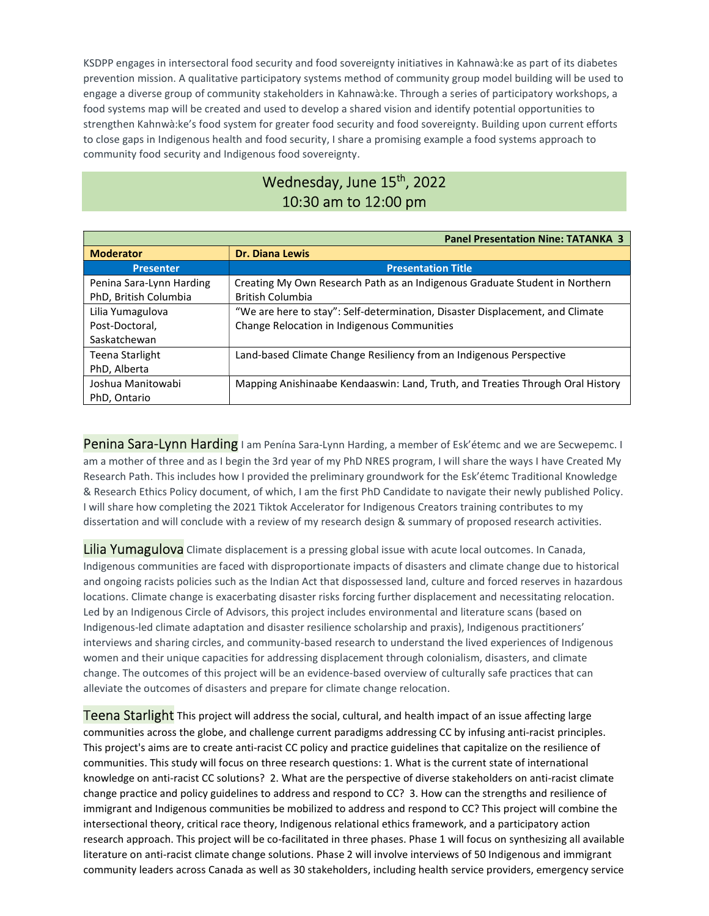KSDPP engages in intersectoral food security and food sovereignty initiatives in Kahnawà:ke as part of its diabetes prevention mission. A qualitative participatory systems method of community group model building will be used to engage a diverse group of community stakeholders in Kahnawà:ke. Through a series of participatory workshops, a food systems map will be created and used to develop a shared vision and identify potential opportunities to strengthen Kahnwà:ke's food system for greater food security and food sovereignty. Building upon current efforts to close gaps in Indigenous health and food security, I share a promising example a food systems approach to community food security and Indigenous food sovereignty.

## Wednesday, June 15th, 2022
## 10:30 am to 12:00 pm

| **Panel Presentation Nine: TATANKA 3** | |
|---|---|
| **Moderator** | **Dr. Diana Lewis** |
| **Presenter** | **Presentation Title** |
| Penina Sara-Lynn Harding<br>PhD, British Columbia | Creating My Own Research Path as an Indigenous Graduate Student in Northern British Columbia |
| Lilia Yumagulova<br>Post-Doctoral,<br>Saskatchewan | "We are here to stay": Self-determination, Disaster Displacement, and Climate Change Relocation in Indigenous Communities |
| Teena Starlight<br>PhD, Alberta | Land-based Climate Change Resiliency from an Indigenous Perspective |
| Joshua Manitowabi<br>PhD, Ontario | Mapping Anishinaabe Kendaaswin: Land, Truth, and Treaties Through Oral History |

**Penina Sara-Lynn Harding** I am Penína Sara-Lynn Harding, a member of Esk'étemc and we are Secwepemc. I am a mother of three and as I begin the 3rd year of my PhD NRES program, I will share the ways I have Created My Research Path. This includes how I provided the preliminary groundwork for the Esk'étemc Traditional Knowledge & Research Ethics Policy document, of which, I am the first PhD Candidate to navigate their newly published Policy. I will share how completing the 2021 Tiktok Accelerator for Indigenous Creators training contributes to my dissertation and will conclude with a review of my research design & summary of proposed research activities.

**Lilia Yumagulova** Climate displacement is a pressing global issue with acute local outcomes. In Canada, Indigenous communities are faced with disproportionate impacts of disasters and climate change due to historical and ongoing racists policies such as the Indian Act that dispossessed land, culture and forced reserves in hazardous locations. Climate change is exacerbating disaster risks forcing further displacement and necessitating relocation. Led by an Indigenous Circle of Advisors, this project includes environmental and literature scans (based on Indigenous-led climate adaptation and disaster resilience scholarship and praxis), Indigenous practitioners' interviews and sharing circles, and community-based research to understand the lived experiences of Indigenous women and their unique capacities for addressing displacement through colonialism, disasters, and climate change. The outcomes of this project will be an evidence-based overview of culturally safe practices that can alleviate the outcomes of disasters and prepare for climate change relocation.

**Teena Starlight** This project will address the social, cultural, and health impact of an issue affecting large communities across the globe, and challenge current paradigms addressing CC by infusing anti-racist principles. This project's aims are to create anti-racist CC policy and practice guidelines that capitalize on the resilience of communities. This study will focus on three research questions: 1. What is the current state of international knowledge on anti-racist CC solutions? 2. What are the perspective of diverse stakeholders on anti-racist climate change practice and policy guidelines to address and respond to CC? 3. How can the strengths and resilience of immigrant and Indigenous communities be mobilized to address and respond to CC? This project will combine the intersectional theory, critical race theory, Indigenous relational ethics framework, and a participatory action research approach. This project will be co-facilitated in three phases. Phase 1 will focus on synthesizing all available literature on anti-racist climate change solutions. Phase 2 will involve interviews of 50 Indigenous and immigrant community leaders across Canada as well as 30 stakeholders, including health service providers, emergency service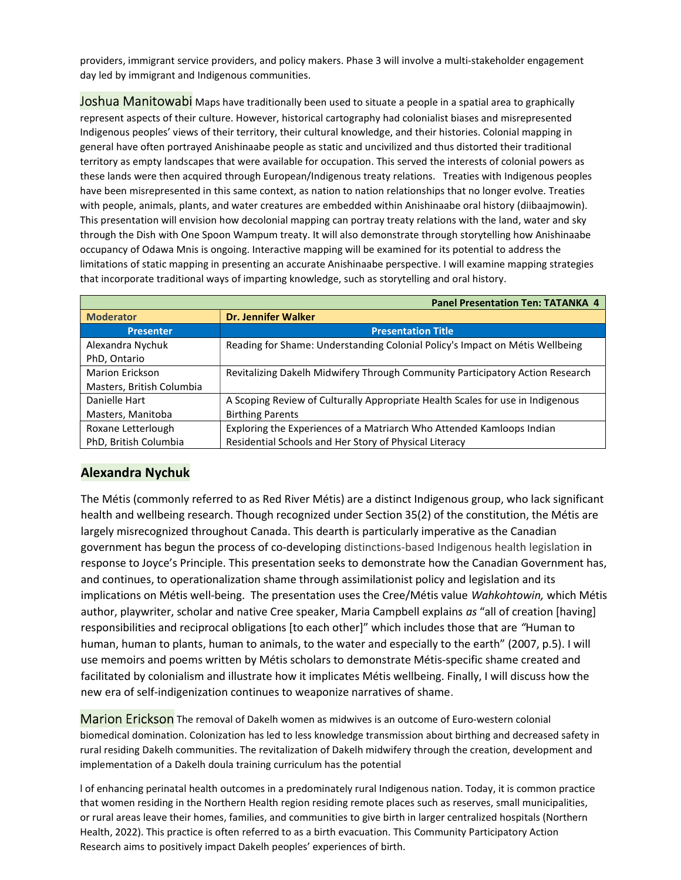providers, immigrant service providers, and policy makers. Phase 3 will involve a multi-stakeholder engagement day led by immigrant and Indigenous communities.

**Joshua Manitowabi** Maps have traditionally been used to situate a people in a spatial area to graphically represent aspects of their culture. However, historical cartography had colonialist biases and misrepresented Indigenous peoples' views of their territory, their cultural knowledge, and their histories. Colonial mapping in general have often portrayed Anishinaabe people as static and uncivilized and thus distorted their traditional territory as empty landscapes that were available for occupation. This served the interests of colonial powers as these lands were then acquired through European/Indigenous treaty relations. Treaties with Indigenous peoples have been misrepresented in this same context, as nation to nation relationships that no longer evolve. Treaties with people, animals, plants, and water creatures are embedded within Anishinaabe oral history (diibaajmowin). This presentation will envision how decolonial mapping can portray treaty relations with the land, water and sky through the Dish with One Spoon Wampum treaty. It will also demonstrate through storytelling how Anishinaabe occupancy of Odawa Mnis is ongoing. Interactive mapping will be examined for its potential to address the limitations of static mapping in presenting an accurate Anishinaabe perspective. I will examine mapping strategies that incorporate traditional ways of imparting knowledge, such as storytelling and oral history.

| | **Panel Presentation Ten: TATANKA 4** |
|---|---|
| **Moderator** | **Dr. Jennifer Walker** |
| **Presenter** | **Presentation Title** |
| Alexandra Nychuk<br>PhD, Ontario | Reading for Shame: Understanding Colonial Policy's Impact on Métis Wellbeing |
| Marion Erickson<br>Masters, British Columbia | Revitalizing Dakelh Midwifery Through Community Participatory Action Research |
| Danielle Hart<br>Masters, Manitoba | A Scoping Review of Culturally Appropriate Health Scales for use in Indigenous Birthing Parents |
| Roxane Letterlough<br>PhD, British Columbia | Exploring the Experiences of a Matriarch Who Attended Kamloops Indian Residential Schools and Her Story of Physical Literacy |

## Alexandra Nychuk

The Métis (commonly referred to as Red River Métis) are a distinct Indigenous group, who lack significant health and wellbeing research. Though recognized under Section 35(2) of the constitution, the Métis are largely misrecognized throughout Canada. This dearth is particularly imperative as the Canadian government has begun the process of co-developing distinctions-based Indigenous health legislation in response to Joyce's Principle. This presentation seeks to demonstrate how the Canadian Government has, and continues, to operationalization shame through assimilationist policy and legislation and its implications on Métis well-being. The presentation uses the Cree/Métis value *Wahkohtowin,* which Métis author, playwriter, scholar and native Cree speaker, Maria Campbell explains *as* "all of creation [having] responsibilities and reciprocal obligations [to each other]" which includes those that are *"*Human to human, human to plants, human to animals, to the water and especially to the earth" (2007, p.5). I will use memoirs and poems written by Métis scholars to demonstrate Métis-specific shame created and facilitated by colonialism and illustrate how it implicates Métis wellbeing. Finally, I will discuss how the new era of self-indigenization continues to weaponize narratives of shame.

**Marion Erickson** The removal of Dakelh women as midwives is an outcome of Euro-western colonial biomedical domination. Colonization has led to less knowledge transmission about birthing and decreased safety in rural residing Dakelh communities. The revitalization of Dakelh midwifery through the creation, development and implementation of a Dakelh doula training curriculum has the potential

l of enhancing perinatal health outcomes in a predominately rural Indigenous nation. Today, it is common practice that women residing in the Northern Health region residing remote places such as reserves, small municipalities, or rural areas leave their homes, families, and communities to give birth in larger centralized hospitals (Northern Health, 2022). This practice is often referred to as a birth evacuation. This Community Participatory Action Research aims to positively impact Dakelh peoples' experiences of birth.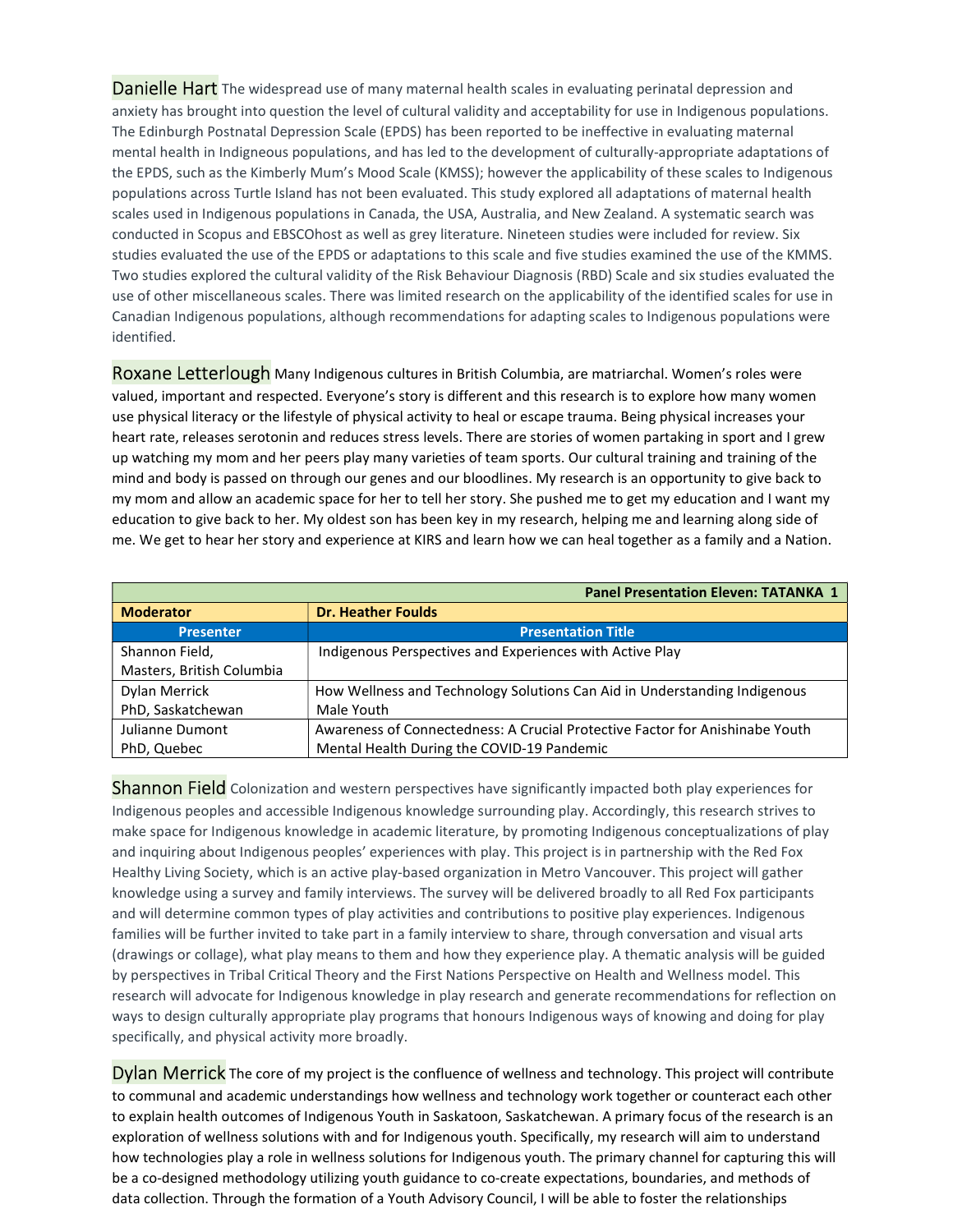**Danielle Hart** The widespread use of many maternal health scales in evaluating perinatal depression and anxiety has brought into question the level of cultural validity and acceptability for use in Indigenous populations. The Edinburgh Postnatal Depression Scale (EPDS) has been reported to be ineffective in evaluating maternal mental health in Indigenous populations, and has led to the development of culturally-appropriate adaptations of the EPDS, such as the Kimberly Mum's Mood Scale (KMSS); however the applicability of these scales to Indigenous populations across Turtle Island has not been evaluated. This study explored all adaptations of maternal health scales used in Indigenous populations in Canada, the USA, Australia, and New Zealand. A systematic search was conducted in Scopus and EBSCOhost as well as grey literature. Nineteen studies were included for review. Six studies evaluated the use of the EPDS or adaptations to this scale and five studies examined the use of the KMMS. Two studies explored the cultural validity of the Risk Behaviour Diagnosis (RBD) Scale and six studies evaluated the use of other miscellaneous scales. There was limited research on the applicability of the identified scales for use in Canadian Indigenous populations, although recommendations for adapting scales to Indigenous populations were identified.

**Roxane Letterlough** Many Indigenous cultures in British Columbia, are matriarchal. Women's roles were valued, important and respected. Everyone's story is different and this research is to explore how many women use physical literacy or the lifestyle of physical activity to heal or escape trauma. Being physical increases your heart rate, releases serotonin and reduces stress levels. There are stories of women partaking in sport and I grew up watching my mom and her peers play many varieties of team sports. Our cultural training and training of the mind and body is passed on through our genes and our bloodlines. My research is an opportunity to give back to my mom and allow an academic space for her to tell her story. She pushed me to get my education and I want my education to give back to her. My oldest son has been key in my research, helping me and learning along side of me. We get to hear her story and experience at KIRS and learn how we can heal together as a family and a Nation.

| Panel Presentation Eleven: TATANKA 1 | |
|---|---|
| **Moderator** | **Dr. Heather Foulds** |
| **Presenter** | **Presentation Title** |
| Shannon Field, Masters, British Columbia | Indigenous Perspectives and Experiences with Active Play |
| Dylan Merrick PhD, Saskatchewan | How Wellness and Technology Solutions Can Aid in Understanding Indigenous Male Youth |
| Julianne Dumont PhD, Quebec | Awareness of Connectedness: A Crucial Protective Factor for Anishinabe Youth Mental Health During the COVID-19 Pandemic |

**Shannon Field** Colonization and western perspectives have significantly impacted both play experiences for Indigenous peoples and accessible Indigenous knowledge surrounding play. Accordingly, this research strives to make space for Indigenous knowledge in academic literature, by promoting Indigenous conceptualizations of play and inquiring about Indigenous peoples' experiences with play. This project is in partnership with the Red Fox Healthy Living Society, which is an active play-based organization in Metro Vancouver. This project will gather knowledge using a survey and family interviews. The survey will be delivered broadly to all Red Fox participants and will determine common types of play activities and contributions to positive play experiences. Indigenous families will be further invited to take part in a family interview to share, through conversation and visual arts (drawings or collage), what play means to them and how they experience play. A thematic analysis will be guided by perspectives in Tribal Critical Theory and the First Nations Perspective on Health and Wellness model. This research will advocate for Indigenous knowledge in play research and generate recommendations for reflection on ways to design culturally appropriate play programs that honours Indigenous ways of knowing and doing for play specifically, and physical activity more broadly.

**Dylan Merrick** The core of my project is the confluence of wellness and technology. This project will contribute to communal and academic understandings how wellness and technology work together or counteract each other to explain health outcomes of Indigenous Youth in Saskatoon, Saskatchewan. A primary focus of the research is an exploration of wellness solutions with and for Indigenous youth. Specifically, my research will aim to understand how technologies play a role in wellness solutions for Indigenous youth. The primary channel for capturing this will be a co-designed methodology utilizing youth guidance to co-create expectations, boundaries, and methods of data collection. Through the formation of a Youth Advisory Council, I will be able to foster the relationships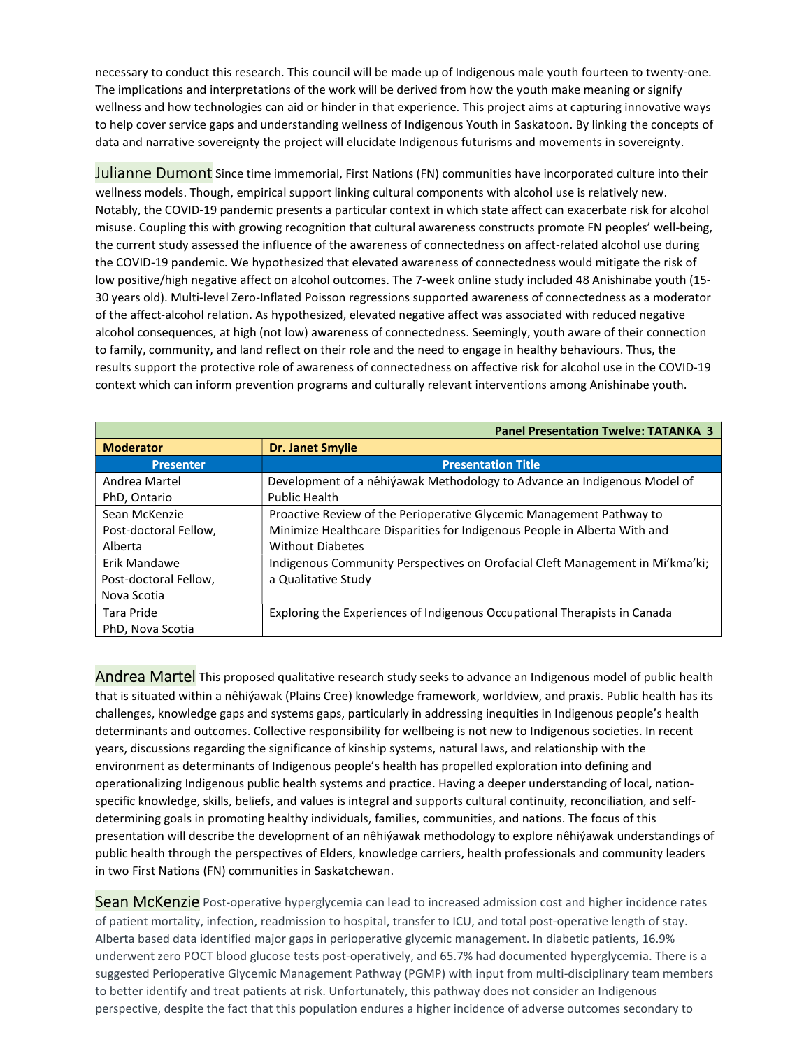necessary to conduct this research. This council will be made up of Indigenous male youth fourteen to twenty-one. The implications and interpretations of the work will be derived from how the youth make meaning or signify wellness and how technologies can aid or hinder in that experience. This project aims at capturing innovative ways to help cover service gaps and understanding wellness of Indigenous Youth in Saskatoon. By linking the concepts of data and narrative sovereignty the project will elucidate Indigenous futurisms and movements in sovereignty.

**Julianne Dumont** Since time immemorial, First Nations (FN) communities have incorporated culture into their wellness models. Though, empirical support linking cultural components with alcohol use is relatively new. Notably, the COVID-19 pandemic presents a particular context in which state affect can exacerbate risk for alcohol misuse. Coupling this with growing recognition that cultural awareness constructs promote FN peoples' well-being, the current study assessed the influence of the awareness of connectedness on affect-related alcohol use during the COVID-19 pandemic. We hypothesized that elevated awareness of connectedness would mitigate the risk of low positive/high negative affect on alcohol outcomes. The 7-week online study included 48 Anishinabe youth (15-30 years old). Multi-level Zero-Inflated Poisson regressions supported awareness of connectedness as a moderator of the affect-alcohol relation. As hypothesized, elevated negative affect was associated with reduced negative alcohol consequences, at high (not low) awareness of connectedness. Seemingly, youth aware of their connection to family, community, and land reflect on their role and the need to engage in healthy behaviours. Thus, the results support the protective role of awareness of connectedness on affective risk for alcohol use in the COVID-19 context which can inform prevention programs and culturally relevant interventions among Anishinabe youth.

| **Panel Presentation Twelve: TATANKA 3** | |
|---|---|
| **Moderator** | **Dr. Janet Smylie** |
| **Presenter** | **Presentation Title** |
| Andrea Martel<br>PhD, Ontario | Development of a nêhiýawak Methodology to Advance an Indigenous Model of Public Health |
| Sean McKenzie<br>Post-doctoral Fellow, Alberta | Proactive Review of the Perioperative Glycemic Management Pathway to Minimize Healthcare Disparities for Indigenous People in Alberta With and Without Diabetes |
| Erik Mandawe<br>Post-doctoral Fellow, Nova Scotia | Indigenous Community Perspectives on Orofacial Cleft Management in Mi'kma'ki; a Qualitative Study |
| Tara Pride<br>PhD, Nova Scotia | Exploring the Experiences of Indigenous Occupational Therapists in Canada |

**Andrea Martel** This proposed qualitative research study seeks to advance an Indigenous model of public health that is situated within a nêhiýawak (Plains Cree) knowledge framework, worldview, and praxis. Public health has its challenges, knowledge gaps and systems gaps, particularly in addressing inequities in Indigenous people's health determinants and outcomes. Collective responsibility for wellbeing is not new to Indigenous societies. In recent years, discussions regarding the significance of kinship systems, natural laws, and relationship with the environment as determinants of Indigenous people's health has propelled exploration into defining and operationalizing Indigenous public health systems and practice. Having a deeper understanding of local, nation-specific knowledge, skills, beliefs, and values is integral and supports cultural continuity, reconciliation, and self-determining goals in promoting healthy individuals, families, communities, and nations. The focus of this presentation will describe the development of an nêhiýawak methodology to explore nêhiýawak understandings of public health through the perspectives of Elders, knowledge carriers, health professionals and community leaders in two First Nations (FN) communities in Saskatchewan.

**Sean McKenzie** Post-operative hyperglycemia can lead to increased admission cost and higher incidence rates of patient mortality, infection, readmission to hospital, transfer to ICU, and total post-operative length of stay. Alberta based data identified major gaps in perioperative glycemic management. In diabetic patients, 16.9% underwent zero POCT blood glucose tests post-operatively, and 65.7% had documented hyperglycemia. There is a suggested Perioperative Glycemic Management Pathway (PGMP) with input from multi-disciplinary team members to better identify and treat patients at risk. Unfortunately, this pathway does not consider an Indigenous perspective, despite the fact that this population endures a higher incidence of adverse outcomes secondary to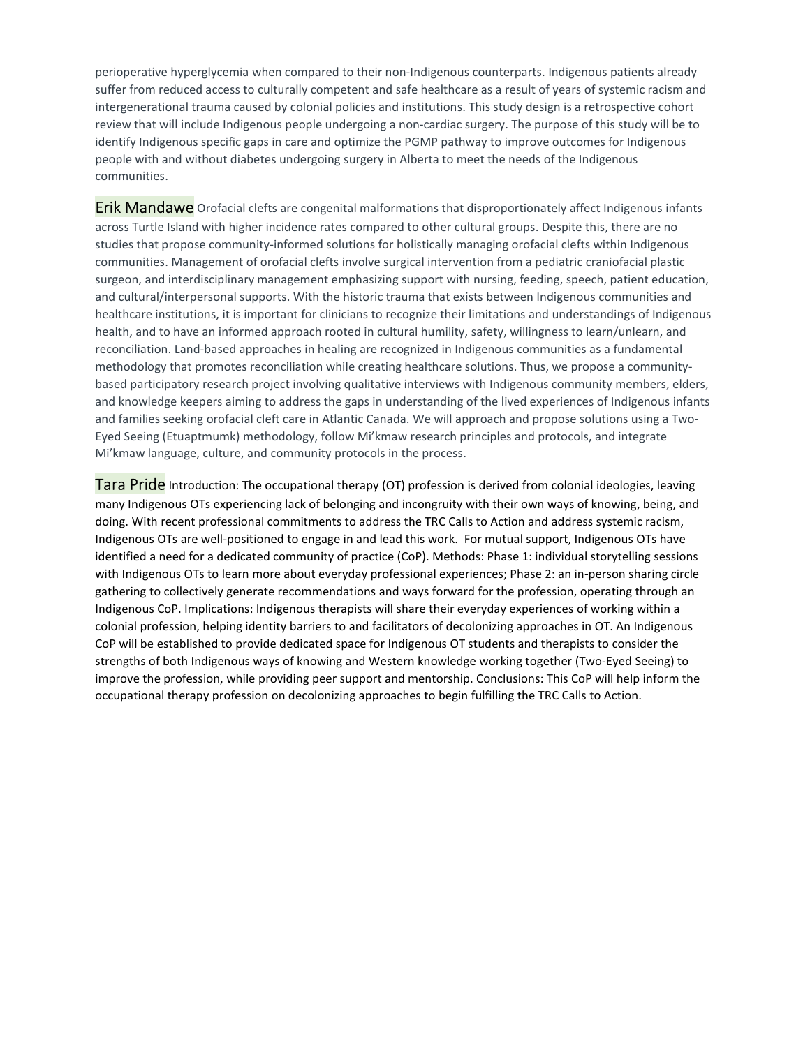perioperative hyperglycemia when compared to their non-Indigenous counterparts. Indigenous patients already suffer from reduced access to culturally competent and safe healthcare as a result of years of systemic racism and intergenerational trauma caused by colonial policies and institutions. This study design is a retrospective cohort review that will include Indigenous people undergoing a non-cardiac surgery. The purpose of this study will be to identify Indigenous specific gaps in care and optimize the PGMP pathway to improve outcomes for Indigenous people with and without diabetes undergoing surgery in Alberta to meet the needs of the Indigenous communities.

**Erik Mandawe** Orofacial clefts are congenital malformations that disproportionately affect Indigenous infants across Turtle Island with higher incidence rates compared to other cultural groups. Despite this, there are no studies that propose community-informed solutions for holistically managing orofacial clefts within Indigenous communities. Management of orofacial clefts involve surgical intervention from a pediatric craniofacial plastic surgeon, and interdisciplinary management emphasizing support with nursing, feeding, speech, patient education, and cultural/interpersonal supports. With the historic trauma that exists between Indigenous communities and healthcare institutions, it is important for clinicians to recognize their limitations and understandings of Indigenous health, and to have an informed approach rooted in cultural humility, safety, willingness to learn/unlearn, and reconciliation. Land-based approaches in healing are recognized in Indigenous communities as a fundamental methodology that promotes reconciliation while creating healthcare solutions. Thus, we propose a community-based participatory research project involving qualitative interviews with Indigenous community members, elders, and knowledge keepers aiming to address the gaps in understanding of the lived experiences of Indigenous infants and families seeking orofacial cleft care in Atlantic Canada. We will approach and propose solutions using a Two-Eyed Seeing (Etuaptmumk) methodology, follow Mi'kmaw research principles and protocols, and integrate Mi'kmaw language, culture, and community protocols in the process.

**Tara Pride** Introduction: The occupational therapy (OT) profession is derived from colonial ideologies, leaving many Indigenous OTs experiencing lack of belonging and incongruity with their own ways of knowing, being, and doing. With recent professional commitments to address the TRC Calls to Action and address systemic racism, Indigenous OTs are well-positioned to engage in and lead this work. For mutual support, Indigenous OTs have identified a need for a dedicated community of practice (CoP). Methods: Phase 1: individual storytelling sessions with Indigenous OTs to learn more about everyday professional experiences; Phase 2: an in-person sharing circle gathering to collectively generate recommendations and ways forward for the profession, operating through an Indigenous CoP. Implications: Indigenous therapists will share their everyday experiences of working within a colonial profession, helping identity barriers to and facilitators of decolonizing approaches in OT. An Indigenous CoP will be established to provide dedicated space for Indigenous OT students and therapists to consider the strengths of both Indigenous ways of knowing and Western knowledge working together (Two-Eyed Seeing) to improve the profession, while providing peer support and mentorship. Conclusions: This CoP will help inform the occupational therapy profession on decolonizing approaches to begin fulfilling the TRC Calls to Action.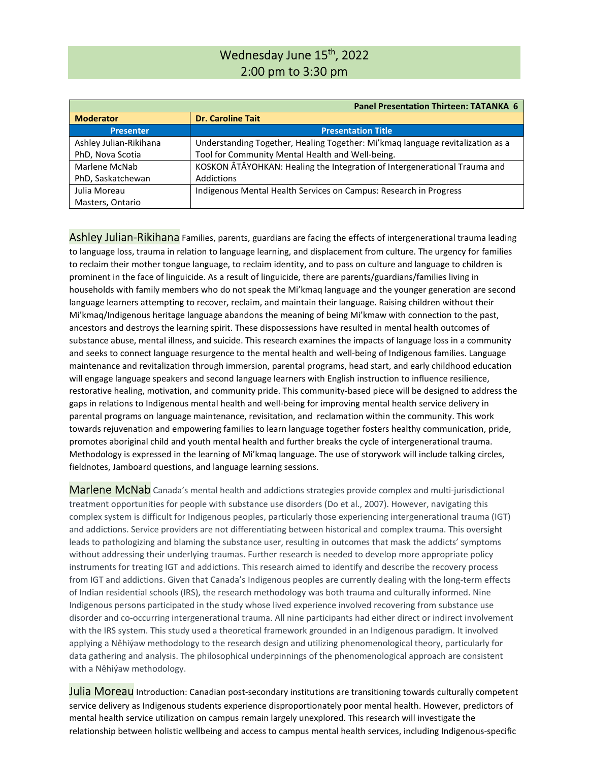## Wednesday June 15th, 2022
## 2:00 pm to 3:30 pm

| | Panel Presentation Thirteen: TATANKA 6 |
|---|---|
| **Moderator** | **Dr. Caroline Tait** |
| **Presenter** | **Presentation Title** |
| Ashley Julian-Rikihana PhD, Nova Scotia | Understanding Together, Healing Together: Mi'kmaq language revitalization as a Tool for Community Mental Health and Well-being. |
| Marlene McNab PhD, Saskatchewan | KOSKON ÂTÂYOHKAN: Healing the Integration of Intergenerational Trauma and Addictions |
| Julia Moreau Masters, Ontario | Indigenous Mental Health Services on Campus: Research in Progress |

**Ashley Julian-Rikihana** Families, parents, guardians are facing the effects of intergenerational trauma leading to language loss, trauma in relation to language learning, and displacement from culture. The urgency for families to reclaim their mother tongue language, to reclaim identity, and to pass on culture and language to children is prominent in the face of linguicide. As a result of linguicide, there are parents/guardians/families living in households with family members who do not speak the Mi'kmaq language and the younger generation are second language learners attempting to recover, reclaim, and maintain their language. Raising children without their Mi'kmaq/Indigenous heritage language abandons the meaning of being Mi'kmaw with connection to the past, ancestors and destroys the learning spirit. These dispossessions have resulted in mental health outcomes of substance abuse, mental illness, and suicide. This research examines the impacts of language loss in a community and seeks to connect language resurgence to the mental health and well-being of Indigenous families. Language maintenance and revitalization through immersion, parental programs, head start, and early childhood education will engage language speakers and second language learners with English instruction to influence resilience, restorative healing, motivation, and community pride. This community-based piece will be designed to address the gaps in relations to Indigenous mental health and well-being for improving mental health service delivery in parental programs on language maintenance, revisitation, and reclamation within the community. This work towards rejuvenation and empowering families to learn language together fosters healthy communication, pride, promotes aboriginal child and youth mental health and further breaks the cycle of intergenerational trauma. Methodology is expressed in the learning of Mi'kmaq language. The use of storywork will include talking circles, fieldnotes, Jamboard questions, and language learning sessions.

**Marlene McNab** Canada's mental health and addictions strategies provide complex and multi-jurisdictional treatment opportunities for people with substance use disorders (Do et al., 2007). However, navigating this complex system is difficult for Indigenous peoples, particularly those experiencing intergenerational trauma (IGT) and addictions. Service providers are not differentiating between historical and complex trauma. This oversight leads to pathologizing and blaming the substance user, resulting in outcomes that mask the addicts' symptoms without addressing their underlying traumas. Further research is needed to develop more appropriate policy instruments for treating IGT and addictions. This research aimed to identify and describe the recovery process from IGT and addictions. Given that Canada's Indigenous peoples are currently dealing with the long-term effects of Indian residential schools (IRS), the research methodology was both trauma and culturally informed. Nine Indigenous persons participated in the study whose lived experience involved recovering from substance use disorder and co-occurring intergenerational trauma. All nine participants had either direct or indirect involvement with the IRS system. This study used a theoretical framework grounded in an Indigenous paradigm. It involved applying a Nêhiýaw methodology to the research design and utilizing phenomenological theory, particularly for data gathering and analysis. The philosophical underpinnings of the phenomenological approach are consistent with a Nêhiýaw methodology.

**Julia Moreau** Introduction: Canadian post-secondary institutions are transitioning towards culturally competent service delivery as Indigenous students experience disproportionately poor mental health. However, predictors of mental health service utilization on campus remain largely unexplored. This research will investigate the relationship between holistic wellbeing and access to campus mental health services, including Indigenous-specific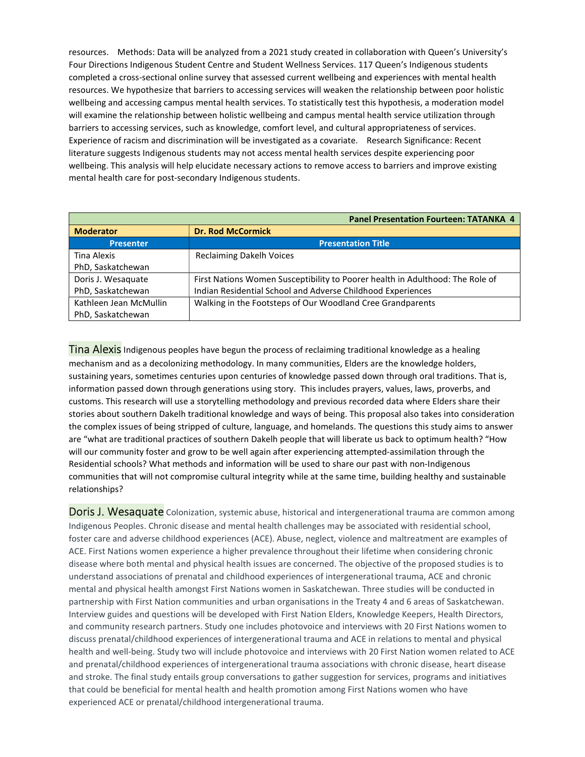resources.  Methods: Data will be analyzed from a 2021 study created in collaboration with Queen's University's Four Directions Indigenous Student Centre and Student Wellness Services. 117 Queen's Indigenous students completed a cross-sectional online survey that assessed current wellbeing and experiences with mental health resources. We hypothesize that barriers to accessing services will weaken the relationship between poor holistic wellbeing and accessing campus mental health services. To statistically test this hypothesis, a moderation model will examine the relationship between holistic wellbeing and campus mental health service utilization through barriers to accessing services, such as knowledge, comfort level, and cultural appropriateness of services. Experience of racism and discrimination will be investigated as a covariate.  Research Significance: Recent literature suggests Indigenous students may not access mental health services despite experiencing poor wellbeing. This analysis will help elucidate necessary actions to remove access to barriers and improve existing mental health care for post-secondary Indigenous students.

| **Panel Presentation Fourteen: TATANKA 4** | |
|---|---|
| **Moderator** | **Dr. Rod McCormick** |
| **Presenter** | **Presentation Title** |
| Tina Alexis<br>PhD, Saskatchewan | Reclaiming Dakelh Voices |
| Doris J. Wesaquate<br>PhD, Saskatchewan | First Nations Women Susceptibility to Poorer health in Adulthood: The Role of Indian Residential School and Adverse Childhood Experiences |
| Kathleen Jean McMullin<br>PhD, Saskatchewan | Walking in the Footsteps of Our Woodland Cree Grandparents |

**Tina Alexis** Indigenous peoples have begun the process of reclaiming traditional knowledge as a healing mechanism and as a decolonizing methodology. In many communities, Elders are the knowledge holders, sustaining years, sometimes centuries upon centuries of knowledge passed down through oral traditions. That is, information passed down through generations using story. This includes prayers, values, laws, proverbs, and customs. This research will use a storytelling methodology and previous recorded data where Elders share their stories about southern Dakelh traditional knowledge and ways of being. This proposal also takes into consideration the complex issues of being stripped of culture, language, and homelands. The questions this study aims to answer are "what are traditional practices of southern Dakelh people that will liberate us back to optimum health? "How will our community foster and grow to be well again after experiencing attempted-assimilation through the Residential schools? What methods and information will be used to share our past with non-Indigenous communities that will not compromise cultural integrity while at the same time, building healthy and sustainable relationships?

**Doris J. Wesaquate** Colonization, systemic abuse, historical and intergenerational trauma are common among Indigenous Peoples. Chronic disease and mental health challenges may be associated with residential school, foster care and adverse childhood experiences (ACE). Abuse, neglect, violence and maltreatment are examples of ACE. First Nations women experience a higher prevalence throughout their lifetime when considering chronic disease where both mental and physical health issues are concerned. The objective of the proposed studies is to understand associations of prenatal and childhood experiences of intergenerational trauma, ACE and chronic mental and physical health amongst First Nations women in Saskatchewan. Three studies will be conducted in partnership with First Nation communities and urban organisations in the Treaty 4 and 6 areas of Saskatchewan. Interview guides and questions will be developed with First Nation Elders, Knowledge Keepers, Health Directors, and community research partners. Study one includes photovoice and interviews with 20 First Nations women to discuss prenatal/childhood experiences of intergenerational trauma and ACE in relations to mental and physical health and well-being. Study two will include photovoice and interviews with 20 First Nation women related to ACE and prenatal/childhood experiences of intergenerational trauma associations with chronic disease, heart disease and stroke. The final study entails group conversations to gather suggestion for services, programs and initiatives that could be beneficial for mental health and health promotion among First Nations women who have experienced ACE or prenatal/childhood intergenerational trauma.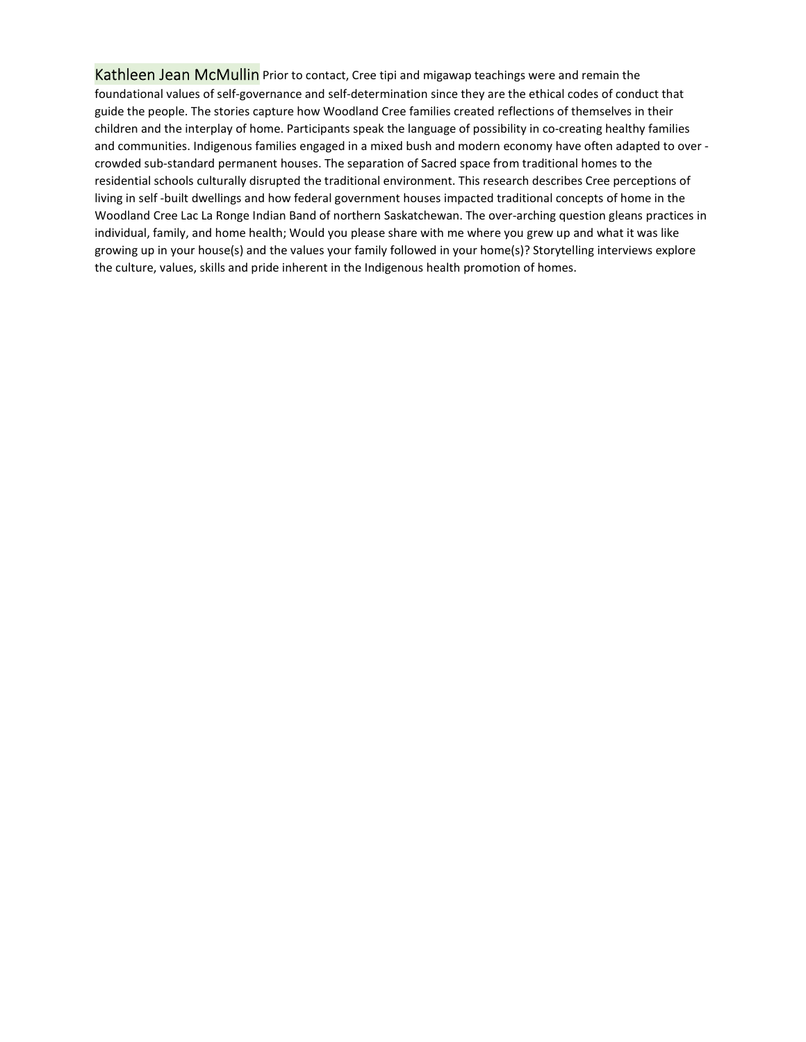Kathleen Jean McMullin Prior to contact, Cree tipi and migawap teachings were and remain the foundational values of self-governance and self-determination since they are the ethical codes of conduct that guide the people. The stories capture how Woodland Cree families created reflections of themselves in their children and the interplay of home. Participants speak the language of possibility in co-creating healthy families and communities. Indigenous families engaged in a mixed bush and modern economy have often adapted to over - crowded sub-standard permanent houses. The separation of Sacred space from traditional homes to the residential schools culturally disrupted the traditional environment. This research describes Cree perceptions of living in self -built dwellings and how federal government houses impacted traditional concepts of home in the Woodland Cree Lac La Ronge Indian Band of northern Saskatchewan. The over-arching question gleans practices in individual, family, and home health; Would you please share with me where you grew up and what it was like growing up in your house(s) and the values your family followed in your home(s)? Storytelling interviews explore the culture, values, skills and pride inherent in the Indigenous health promotion of homes.